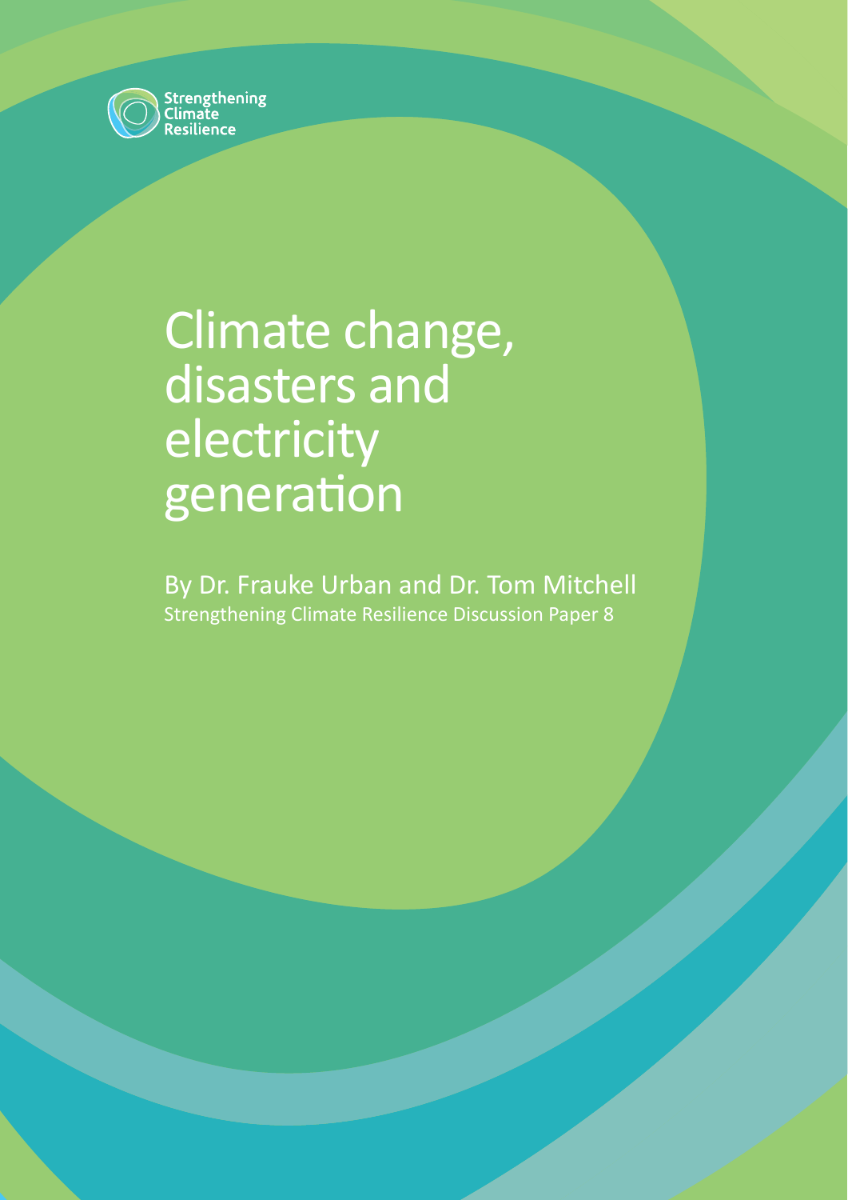Strengthening Climate Resilience

# Climate change, disasters and electricity generation

By Dr. Frauke Urban and Dr. Tom Mitchell

Strengthening Climate Resilience Discussion Paper 8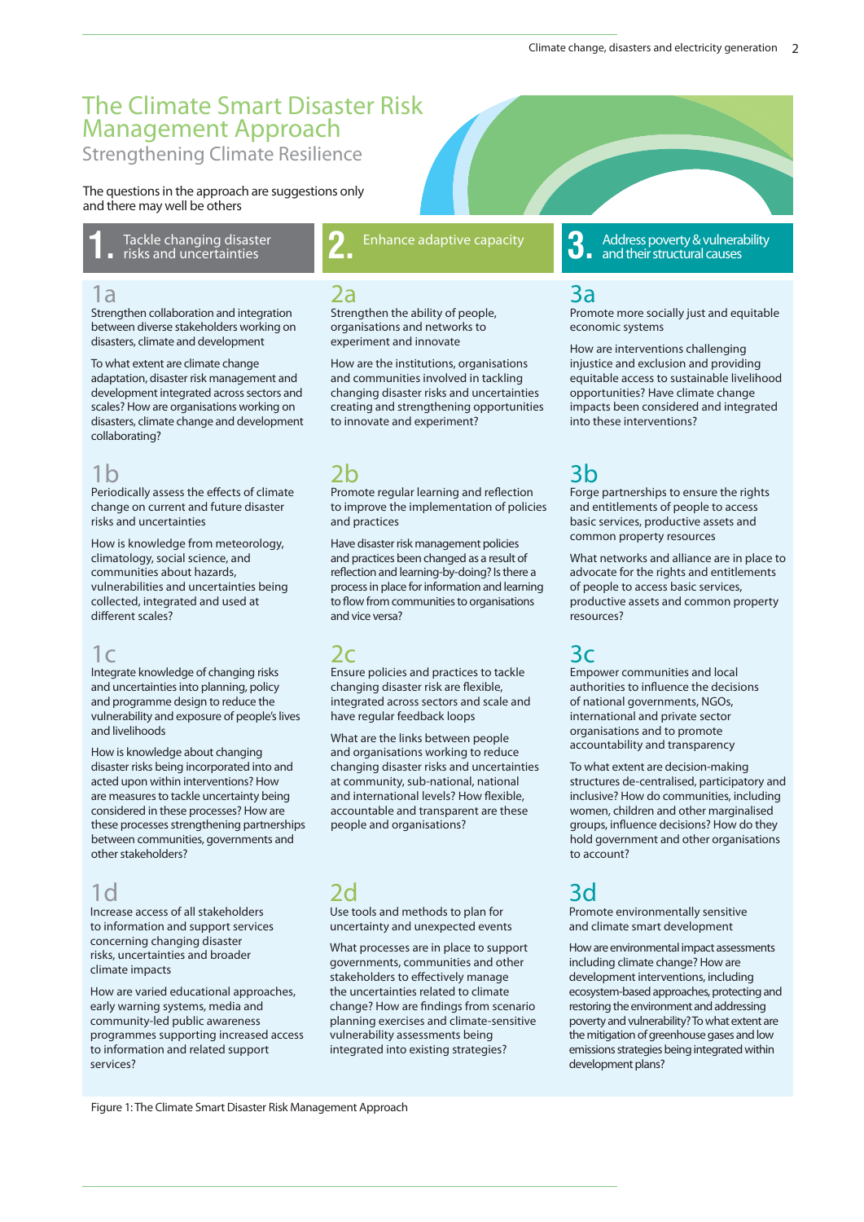# The Climate Smart Disaster Risk Management Approach

## Strengthening Climate Resilience

The questions in the approach are suggestions only and there may well be others

## 1. Tackle changing disaster risks and uncertainties

### 1a

Strengthen collaboration and integration between diverse stakeholders working on disasters, climate and development

To what extent are climate change adaptation, disaster risk management and development integrated across sectors and scales? How are organisations working on disasters, climate change and development collaborating?

### 1b

Periodically assess the effects of climate change on current and future disaster risks and uncertainties

How is knowledge from meteorology, climatology, social science, and communities about hazards, vulnerabilities and uncertainties being collected, integrated and used at different scales?

### 1c

Integrate knowledge of changing risks and uncertainties into planning, policy and programme design to reduce the vulnerability and exposure of people's lives and livelihoods

How is knowledge about changing disaster risks being incorporated into and acted upon within interventions? How are measures to tackle uncertainty being considered in these processes? How are these processes strengthening partnerships between communities, governments and other stakeholders?

### 1d

Increase access of all stakeholders to information and support services concerning changing disaster risks, uncertainties and broader climate impacts

How are varied educational approaches, early warning systems, media and community-led public awareness programmes supporting increased access to information and related support services?

## 2. Enhance adaptive capacity

### 2a

Strengthen the ability of people, organisations and networks to experiment and innovate

How are the institutions, organisations and communities involved in tackling changing disaster risks and uncertainties creating and strengthening opportunities to innovate and experiment?

### 2b

Promote regular learning and reflection to improve the implementation of policies and practices

Have disaster risk management policies and practices been changed as a result of reflection and learning-by-doing? Is there a process in place for information and learning to flow from communities to organisations and vice versa?

### 2c

Ensure policies and practices to tackle changing disaster risk are flexible, integrated across sectors and scale and have regular feedback loops

What are the links between people and organisations working to reduce changing disaster risks and uncertainties at community, sub-national, national and international levels? How flexible, accountable and transparent are these people and organisations?

### 2d

Use tools and methods to plan for uncertainty and unexpected events

What processes are in place to support governments, communities and other stakeholders to effectively manage the uncertainties related to climate change? How are findings from scenario planning exercises and climate-sensitive vulnerability assessments being integrated into existing strategies?

## 3. Address poverty & vulnerability and their structural causes

### 3a

Promote more socially just and equitable economic systems

How are interventions challenging injustice and exclusion and providing equitable access to sustainable livelihood opportunities? Have climate change impacts been considered and integrated into these interventions?

### 3b

Forge partnerships to ensure the rights and entitlements of people to access basic services, productive assets and common property resources

What networks and alliance are in place to advocate for the rights and entitlements of people to access basic services, productive assets and common property resources?

### 3c

Empower communities and local authorities to influence the decisions of national governments, NGOs, international and private sector organisations and to promote accountability and transparency

To what extent are decision-making structures de-centralised, participatory and inclusive? How do communities, including women, children and other marginalised groups, influence decisions? How do they hold government and other organisations to account?

### 3d

Promote environmentally sensitive and climate smart development

How are environmental impact assessments including climate change? How are development interventions, including ecosystem-based approaches, protecting and restoring the environment and addressing poverty and vulnerability? To what extent are the mitigation of greenhouse gases and low emissions strategies being integrated within development plans?

Figure 1: The Climate Smart Disaster Risk Management Approach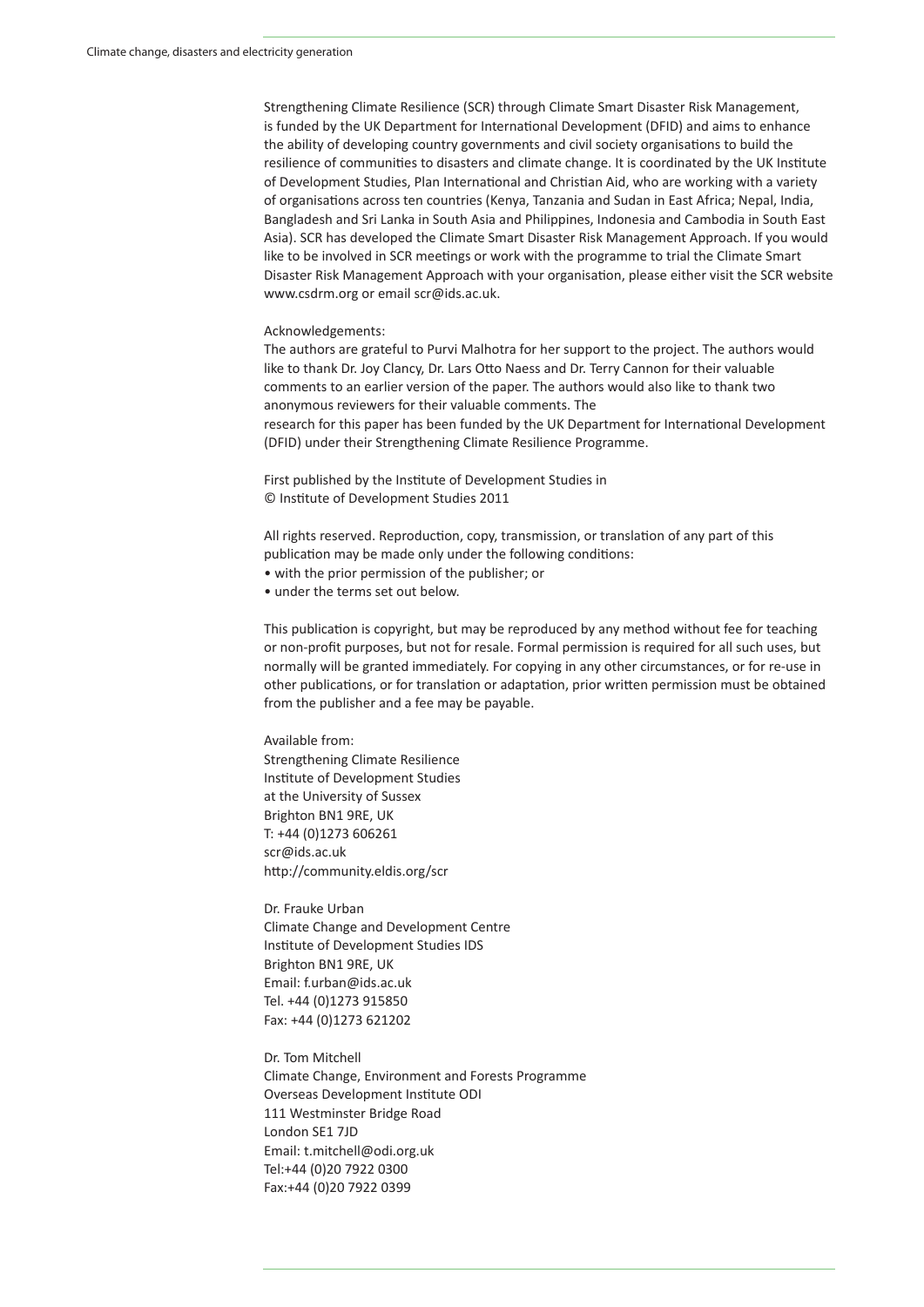Strengthening Climate Resilience (SCR) through Climate Smart Disaster Risk Management, is funded by the UK Department for International Development (DFID) and aims to enhance the ability of developing country governments and civil society organisations to build the resilience of communities to disasters and climate change. It is coordinated by the UK Institute of Development Studies, Plan International and Christian Aid, who are working with a variety of organisations across ten countries (Kenya, Tanzania and Sudan in East Africa; Nepal, India, Bangladesh and Sri Lanka in South Asia and Philippines, Indonesia and Cambodia in South East Asia). SCR has developed the Climate Smart Disaster Risk Management Approach. If you would like to be involved in SCR meetings or work with the programme to trial the Climate Smart Disaster Risk Management Approach with your organisation, please either visit the SCR website www.csdrm.org or email scr@ids.ac.uk.

Acknowledgements:
The authors are grateful to Purvi Malhotra for her support to the project. The authors would like to thank Dr. Joy Clancy, Dr. Lars Otto Naess and Dr. Terry Cannon for their valuable comments to an earlier version of the paper. The authors would also like to thank two anonymous reviewers for their valuable comments. The
research for this paper has been funded by the UK Department for International Development (DFID) under their Strengthening Climate Resilience Programme.

First published by the Institute of Development Studies in
© Institute of Development Studies 2011

All rights reserved. Reproduction, copy, transmission, or translation of any part of this publication may be made only under the following conditions:

- with the prior permission of the publisher; or
- under the terms set out below.

This publication is copyright, but may be reproduced by any method without fee for teaching or non-profit purposes, but not for resale. Formal permission is required for all such uses, but normally will be granted immediately. For copying in any other circumstances, or for re-use in other publications, or for translation or adaptation, prior written permission must be obtained from the publisher and a fee may be payable.

Available from:
Strengthening Climate Resilience
Institute of Development Studies
at the University of Sussex
Brighton BN1 9RE, UK
T: +44 (0)1273 606261
scr@ids.ac.uk
http://community.eldis.org/scr

Dr. Frauke Urban
Climate Change and Development Centre
Institute of Development Studies IDS
Brighton BN1 9RE, UK
Email: f.urban@ids.ac.uk
Tel. +44 (0)1273 915850
Fax: +44 (0)1273 621202

Dr. Tom Mitchell
Climate Change, Environment and Forests Programme
Overseas Development Institute ODI
111 Westminster Bridge Road
London SE1 7JD
Email: t.mitchell@odi.org.uk
Tel:+44 (0)20 7922 0300
Fax:+44 (0)20 7922 0399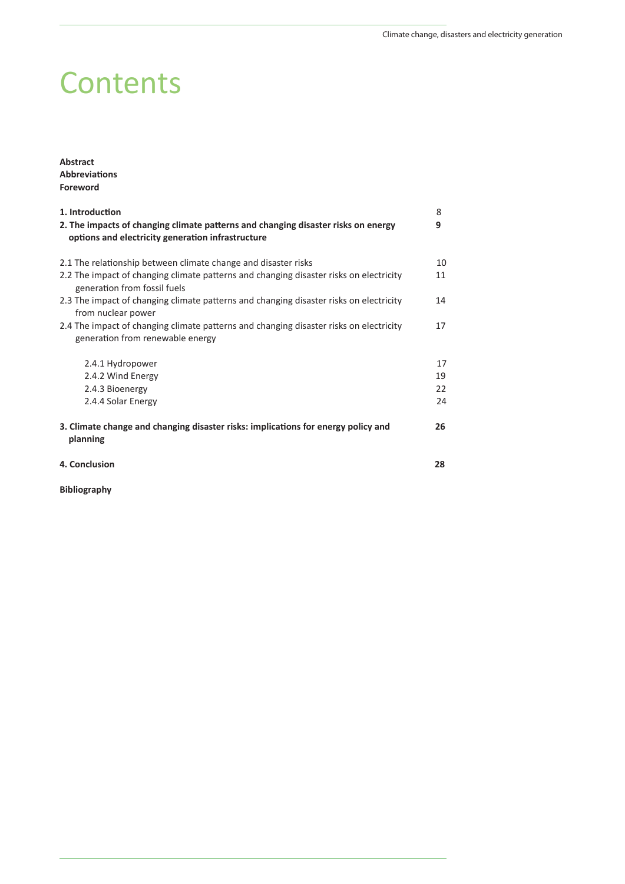# Contents

**Abstract**
**Abbreviations**
**Foreword**

| | |
|---|---|
| **1. Introduction** | 8 |
| **2. The impacts of changing climate patterns and changing disaster risks on energy options and electricity generation infrastructure** | **9** |
| 2.1 The relationship between climate change and disaster risks | 10 |
| 2.2 The impact of changing climate patterns and changing disaster risks on electricity generation from fossil fuels | 11 |
| 2.3 The impact of changing climate patterns and changing disaster risks on electricity from nuclear power | 14 |
| 2.4 The impact of changing climate patterns and changing disaster risks on electricity generation from renewable energy | 17 |
| 2.4.1 Hydropower | 17 |
| 2.4.2 Wind Energy | 19 |
| 2.4.3 Bioenergy | 22 |
| 2.4.4 Solar Energy | 24 |
| **3. Climate change and changing disaster risks: implications for energy policy and planning** | **26** |
| **4. Conclusion** | **28** |

**Bibliography**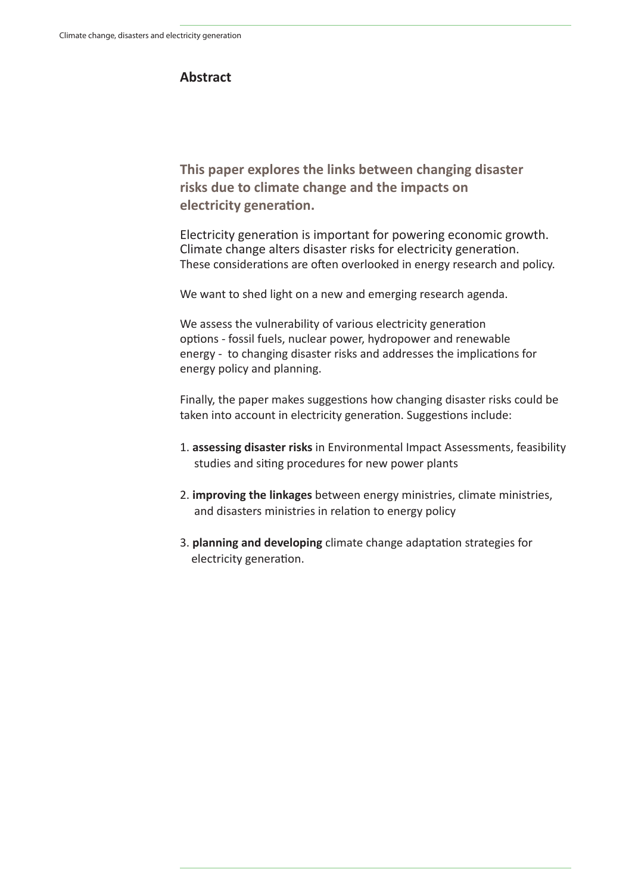## Abstract

**This paper explores the links between changing disaster risks due to climate change and the impacts on electricity generation.**

Electricity generation is important for powering economic growth. Climate change alters disaster risks for electricity generation. These considerations are often overlooked in energy research and policy.

We want to shed light on a new and emerging research agenda.

We assess the vulnerability of various electricity generation options - fossil fuels, nuclear power, hydropower and renewable energy - to changing disaster risks and addresses the implications for energy policy and planning.

Finally, the paper makes suggestions how changing disaster risks could be taken into account in electricity generation. Suggestions include:

1. **assessing disaster risks** in Environmental Impact Assessments, feasibility studies and siting procedures for new power plants
2. **improving the linkages** between energy ministries, climate ministries, and disasters ministries in relation to energy policy
3. **planning and developing** climate change adaptation strategies for electricity generation.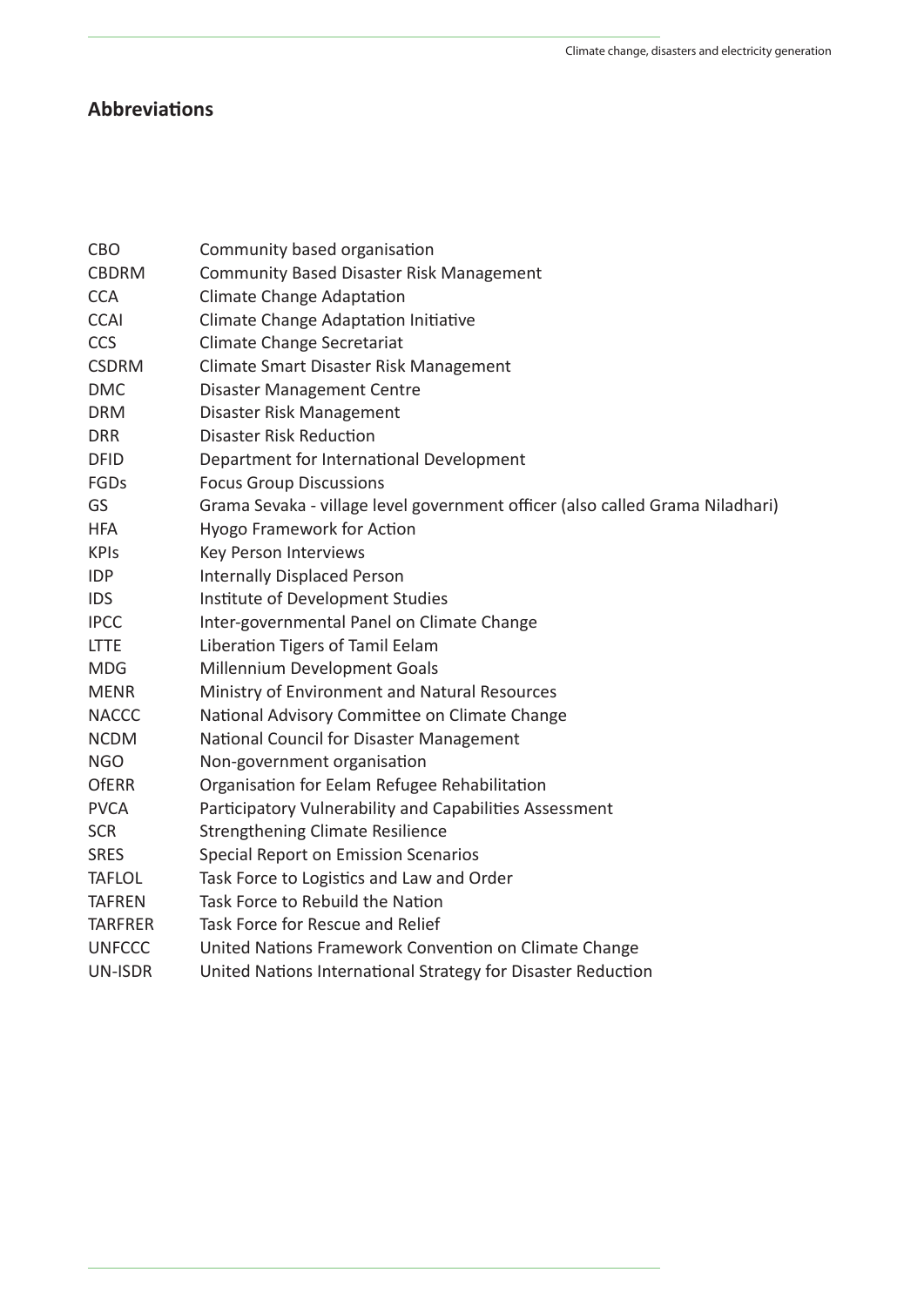## Abbreviations

| | |
|---|---|
| CBO | Community based organisation |
| CBDRM | Community Based Disaster Risk Management |
| CCA | Climate Change Adaptation |
| CCAI | Climate Change Adaptation Initiative |
| CCS | Climate Change Secretariat |
| CSDRM | Climate Smart Disaster Risk Management |
| DMC | Disaster Management Centre |
| DRM | Disaster Risk Management |
| DRR | Disaster Risk Reduction |
| DFID | Department for International Development |
| FGDs | Focus Group Discussions |
| GS | Grama Sevaka - village level government officer (also called Grama Niladhari) |
| HFA | Hyogo Framework for Action |
| KPIs | Key Person Interviews |
| IDP | Internally Displaced Person |
| IDS | Institute of Development Studies |
| IPCC | Inter-governmental Panel on Climate Change |
| LTTE | Liberation Tigers of Tamil Eelam |
| MDG | Millennium Development Goals |
| MENR | Ministry of Environment and Natural Resources |
| NACCC | National Advisory Committee on Climate Change |
| NCDM | National Council for Disaster Management |
| NGO | Non-government organisation |
| OfERR | Organisation for Eelam Refugee Rehabilitation |
| PVCA | Participatory Vulnerability and Capabilities Assessment |
| SCR | Strengthening Climate Resilience |
| SRES | Special Report on Emission Scenarios |
| TAFLOL | Task Force to Logistics and Law and Order |
| TAFREN | Task Force to Rebuild the Nation |
| TARFRER | Task Force for Rescue and Relief |
| UNFCCC | United Nations Framework Convention on Climate Change |
| UN-ISDR | United Nations International Strategy for Disaster Reduction |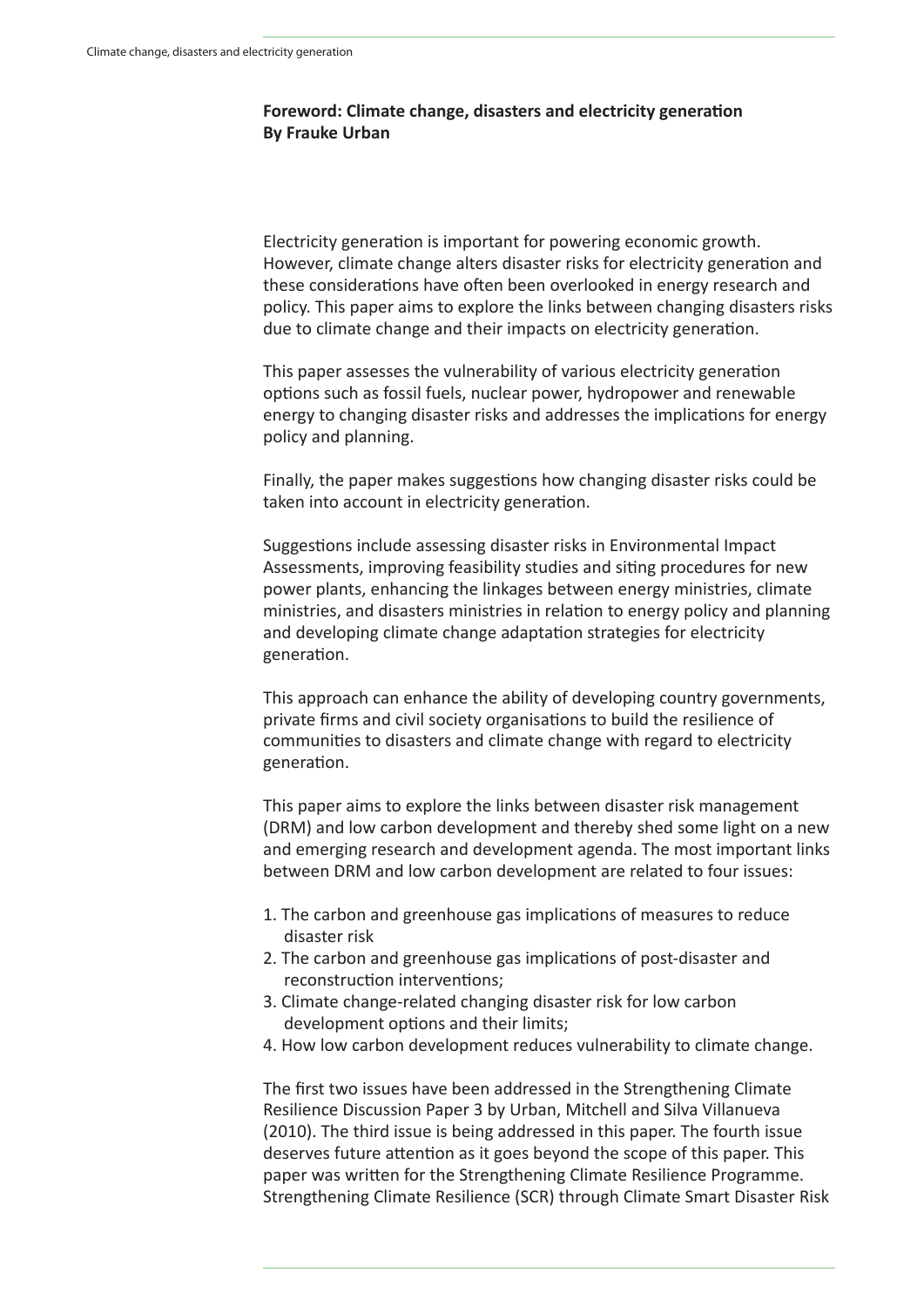**Foreword: Climate change, disasters and electricity generation**
**By Frauke Urban**

Electricity generation is important for powering economic growth. However, climate change alters disaster risks for electricity generation and these considerations have often been overlooked in energy research and policy. This paper aims to explore the links between changing disasters risks due to climate change and their impacts on electricity generation.

This paper assesses the vulnerability of various electricity generation options such as fossil fuels, nuclear power, hydropower and renewable energy to changing disaster risks and addresses the implications for energy policy and planning.

Finally, the paper makes suggestions how changing disaster risks could be taken into account in electricity generation.

Suggestions include assessing disaster risks in Environmental Impact Assessments, improving feasibility studies and siting procedures for new power plants, enhancing the linkages between energy ministries, climate ministries, and disasters ministries in relation to energy policy and planning and developing climate change adaptation strategies for electricity generation.

This approach can enhance the ability of developing country governments, private firms and civil society organisations to build the resilience of communities to disasters and climate change with regard to electricity generation.

This paper aims to explore the links between disaster risk management (DRM) and low carbon development and thereby shed some light on a new and emerging research and development agenda. The most important links between DRM and low carbon development are related to four issues:

1. The carbon and greenhouse gas implications of measures to reduce disaster risk
2. The carbon and greenhouse gas implications of post-disaster and reconstruction interventions;
3. Climate change-related changing disaster risk for low carbon development options and their limits;
4. How low carbon development reduces vulnerability to climate change.

The first two issues have been addressed in the Strengthening Climate Resilience Discussion Paper 3 by Urban, Mitchell and Silva Villanueva (2010). The third issue is being addressed in this paper. The fourth issue deserves future attention as it goes beyond the scope of this paper. This paper was written for the Strengthening Climate Resilience Programme. Strengthening Climate Resilience (SCR) through Climate Smart Disaster Risk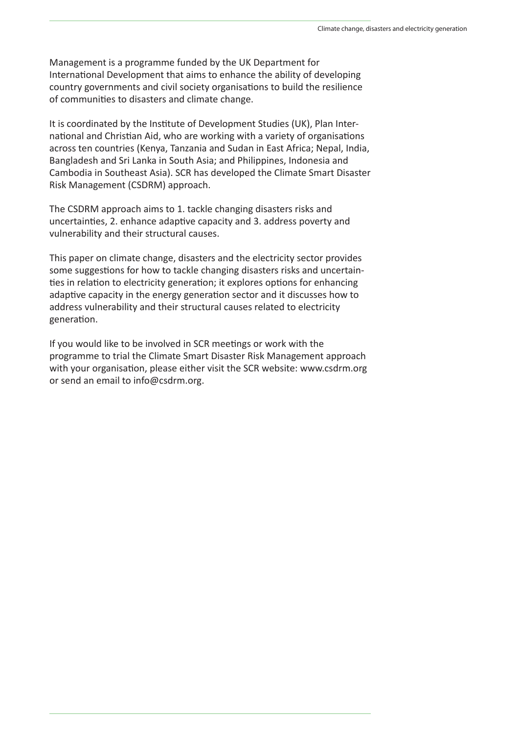Management is a programme funded by the UK Department for International Development that aims to enhance the ability of developing country governments and civil society organisations to build the resilience of communities to disasters and climate change.

It is coordinated by the Institute of Development Studies (UK), Plan International and Christian Aid, who are working with a variety of organisations across ten countries (Kenya, Tanzania and Sudan in East Africa; Nepal, India, Bangladesh and Sri Lanka in South Asia; and Philippines, Indonesia and Cambodia in Southeast Asia). SCR has developed the Climate Smart Disaster Risk Management (CSDRM) approach.

The CSDRM approach aims to 1. tackle changing disasters risks and uncertainties, 2. enhance adaptive capacity and 3. address poverty and vulnerability and their structural causes.

This paper on climate change, disasters and the electricity sector provides some suggestions for how to tackle changing disasters risks and uncertainties in relation to electricity generation; it explores options for enhancing adaptive capacity in the energy generation sector and it discusses how to address vulnerability and their structural causes related to electricity generation.

If you would like to be involved in SCR meetings or work with the programme to trial the Climate Smart Disaster Risk Management approach with your organisation, please either visit the SCR website: www.csdrm.org or send an email to info@csdrm.org.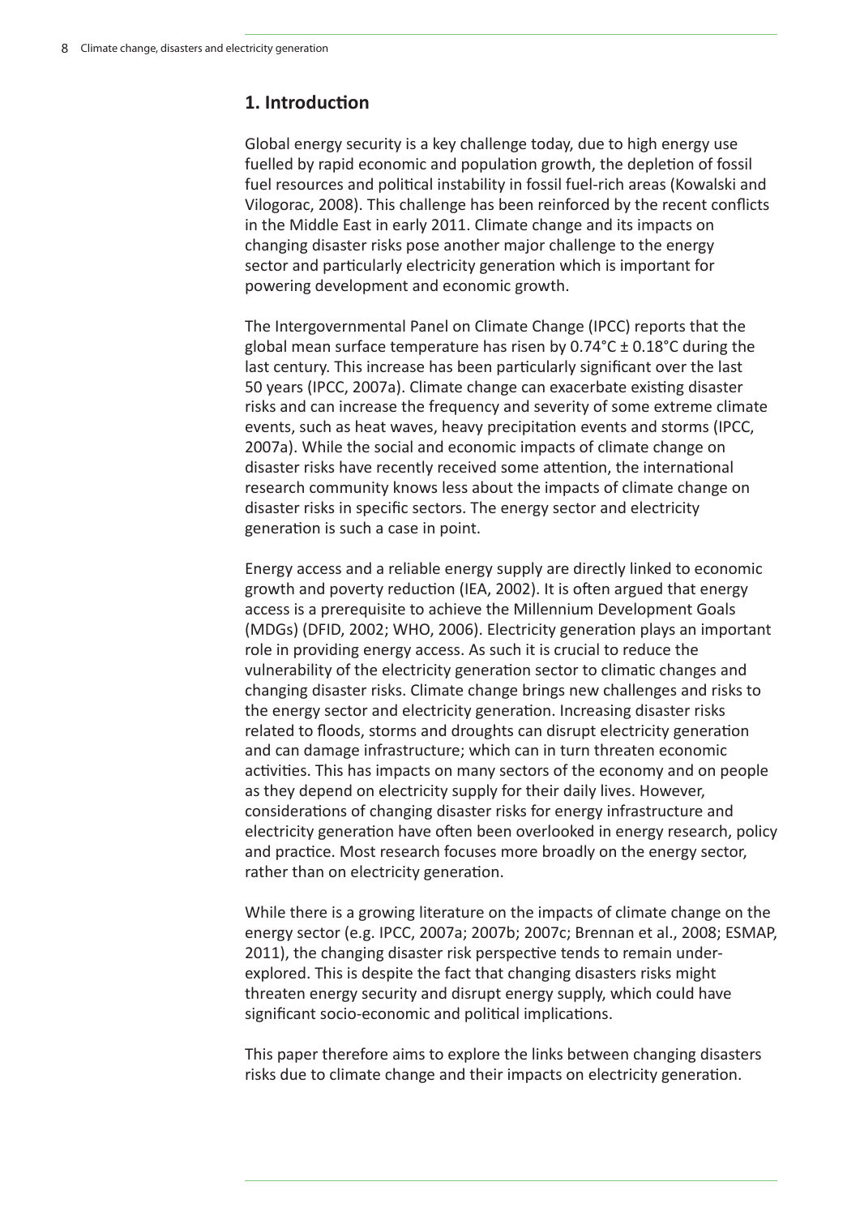## 1. Introduction

Global energy security is a key challenge today, due to high energy use fuelled by rapid economic and population growth, the depletion of fossil fuel resources and political instability in fossil fuel-rich areas (Kowalski and Vilogorac, 2008). This challenge has been reinforced by the recent conflicts in the Middle East in early 2011. Climate change and its impacts on changing disaster risks pose another major challenge to the energy sector and particularly electricity generation which is important for powering development and economic growth.

The Intergovernmental Panel on Climate Change (IPCC) reports that the global mean surface temperature has risen by 0.74°C ± 0.18°C during the last century. This increase has been particularly significant over the last 50 years (IPCC, 2007a). Climate change can exacerbate existing disaster risks and can increase the frequency and severity of some extreme climate events, such as heat waves, heavy precipitation events and storms (IPCC, 2007a). While the social and economic impacts of climate change on disaster risks have recently received some attention, the international research community knows less about the impacts of climate change on disaster risks in specific sectors. The energy sector and electricity generation is such a case in point.

Energy access and a reliable energy supply are directly linked to economic growth and poverty reduction (IEA, 2002). It is often argued that energy access is a prerequisite to achieve the Millennium Development Goals (MDGs) (DFID, 2002; WHO, 2006). Electricity generation plays an important role in providing energy access. As such it is crucial to reduce the vulnerability of the electricity generation sector to climatic changes and changing disaster risks. Climate change brings new challenges and risks to the energy sector and electricity generation. Increasing disaster risks related to floods, storms and droughts can disrupt electricity generation and can damage infrastructure; which can in turn threaten economic activities. This has impacts on many sectors of the economy and on people as they depend on electricity supply for their daily lives. However, considerations of changing disaster risks for energy infrastructure and electricity generation have often been overlooked in energy research, policy and practice. Most research focuses more broadly on the energy sector, rather than on electricity generation.

While there is a growing literature on the impacts of climate change on the energy sector (e.g. IPCC, 2007a; 2007b; 2007c; Brennan et al., 2008; ESMAP, 2011), the changing disaster risk perspective tends to remain under-explored. This is despite the fact that changing disasters risks might threaten energy security and disrupt energy supply, which could have significant socio-economic and political implications.

This paper therefore aims to explore the links between changing disasters risks due to climate change and their impacts on electricity generation.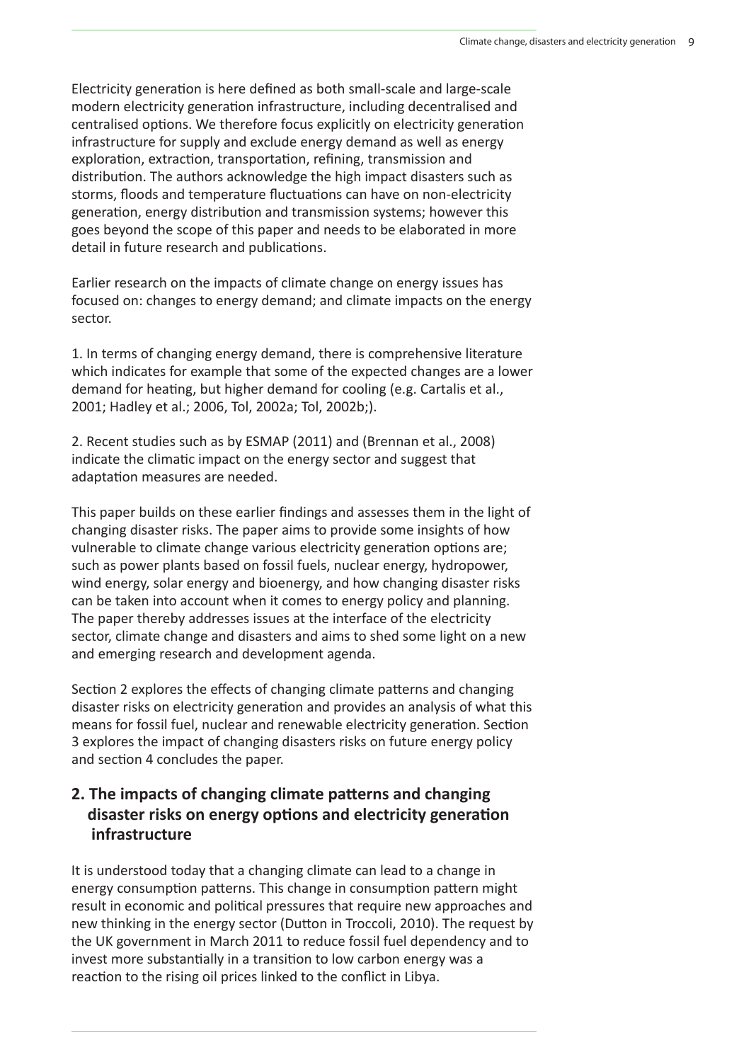Electricity generation is here defined as both small-scale and large-scale modern electricity generation infrastructure, including decentralised and centralised options. We therefore focus explicitly on electricity generation infrastructure for supply and exclude energy demand as well as energy exploration, extraction, transportation, refining, transmission and distribution. The authors acknowledge the high impact disasters such as storms, floods and temperature fluctuations can have on non-electricity generation, energy distribution and transmission systems; however this goes beyond the scope of this paper and needs to be elaborated in more detail in future research and publications.

Earlier research on the impacts of climate change on energy issues has focused on: changes to energy demand; and climate impacts on the energy sector.

1. In terms of changing energy demand, there is comprehensive literature which indicates for example that some of the expected changes are a lower demand for heating, but higher demand for cooling (e.g. Cartalis et al., 2001; Hadley et al.; 2006, Tol, 2002a; Tol, 2002b;).

2. Recent studies such as by ESMAP (2011) and (Brennan et al., 2008) indicate the climatic impact on the energy sector and suggest that adaptation measures are needed.

This paper builds on these earlier findings and assesses them in the light of changing disaster risks. The paper aims to provide some insights of how vulnerable to climate change various electricity generation options are; such as power plants based on fossil fuels, nuclear energy, hydropower, wind energy, solar energy and bioenergy, and how changing disaster risks can be taken into account when it comes to energy policy and planning. The paper thereby addresses issues at the interface of the electricity sector, climate change and disasters and aims to shed some light on a new and emerging research and development agenda.

Section 2 explores the effects of changing climate patterns and changing disaster risks on electricity generation and provides an analysis of what this means for fossil fuel, nuclear and renewable electricity generation. Section 3 explores the impact of changing disasters risks on future energy policy and section 4 concludes the paper.

## 2. The impacts of changing climate patterns and changing disaster risks on energy options and electricity generation infrastructure

It is understood today that a changing climate can lead to a change in energy consumption patterns. This change in consumption pattern might result in economic and political pressures that require new approaches and new thinking in the energy sector (Dutton in Troccoli, 2010). The request by the UK government in March 2011 to reduce fossil fuel dependency and to invest more substantially in a transition to low carbon energy was a reaction to the rising oil prices linked to the conflict in Libya.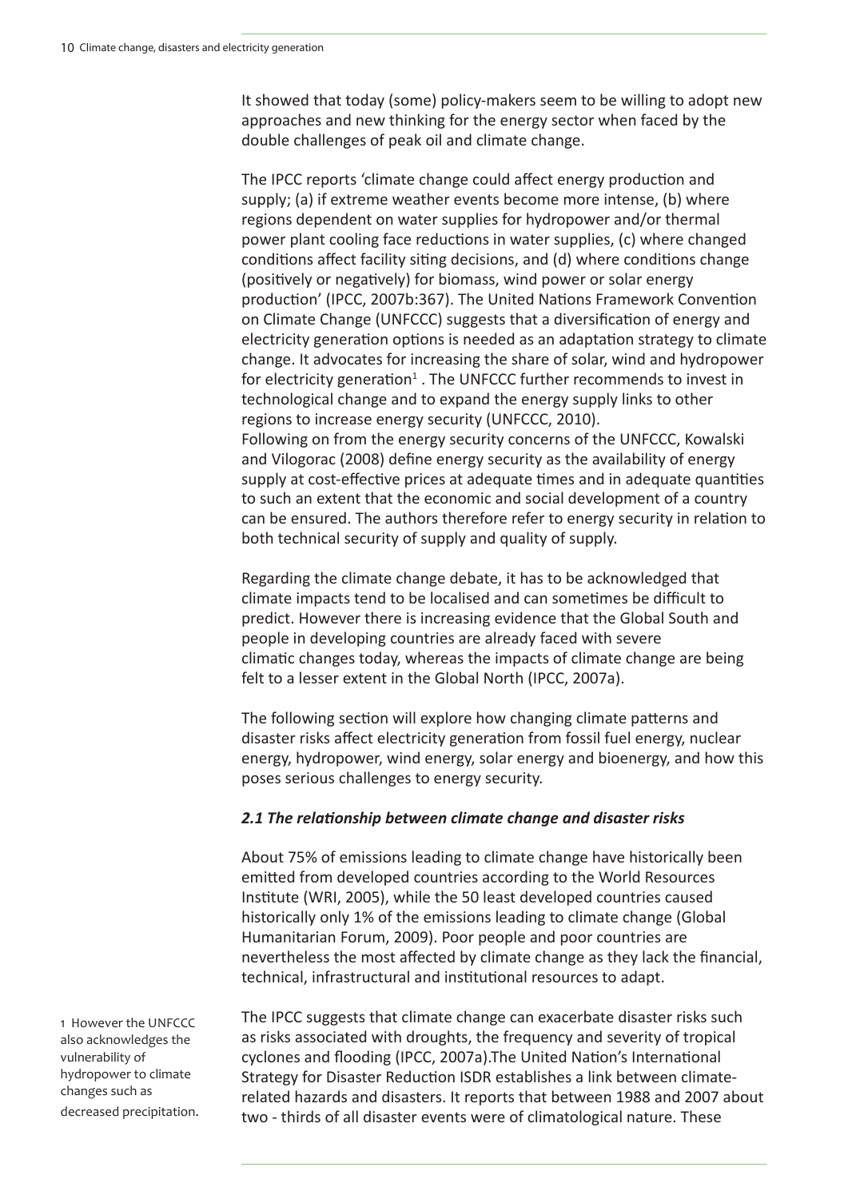It showed that today (some) policy-makers seem to be willing to adopt new approaches and new thinking for the energy sector when faced by the double challenges of peak oil and climate change.

The IPCC reports 'climate change could affect energy production and supply; (a) if extreme weather events become more intense, (b) where regions dependent on water supplies for hydropower and/or thermal power plant cooling face reductions in water supplies, (c) where changed conditions affect facility siting decisions, and (d) where conditions change (positively or negatively) for biomass, wind power or solar energy production' (IPCC, 2007b:367). The United Nations Framework Convention on Climate Change (UNFCCC) suggests that a diversification of energy and electricity generation options is needed as an adaptation strategy to climate change. It advocates for increasing the share of solar, wind and hydropower for electricity generation[1] . The UNFCCC further recommends to invest in technological change and to expand the energy supply links to other regions to increase energy security (UNFCCC, 2010).
Following on from the energy security concerns of the UNFCCC, Kowalski and Vilogorac (2008) define energy security as the availability of energy supply at cost-effective prices at adequate times and in adequate quantities to such an extent that the economic and social development of a country can be ensured. The authors therefore refer to energy security in relation to both technical security of supply and quality of supply.

Regarding the climate change debate, it has to be acknowledged that climate impacts tend to be localised and can sometimes be difficult to predict. However there is increasing evidence that the Global South and people in developing countries are already faced with severe climatic changes today, whereas the impacts of climate change are being felt to a lesser extent in the Global North (IPCC, 2007a).

The following section will explore how changing climate patterns and disaster risks affect electricity generation from fossil fuel energy, nuclear energy, hydropower, wind energy, solar energy and bioenergy, and how this poses serious challenges to energy security.

### *2.1 The relationship between climate change and disaster risks*

About 75% of emissions leading to climate change have historically been emitted from developed countries according to the World Resources Institute (WRI, 2005), while the 50 least developed countries caused historically only 1% of the emissions leading to climate change (Global Humanitarian Forum, 2009). Poor people and poor countries are nevertheless the most affected by climate change as they lack the financial, technical, infrastructural and institutional resources to adapt.

The IPCC suggests that climate change can exacerbate disaster risks such as risks associated with droughts, the frequency and severity of tropical cyclones and flooding (IPCC, 2007a).The United Nation's International Strategy for Disaster Reduction ISDR establishes a link between climate-related hazards and disasters. It reports that between 1988 and 2007 about two - thirds of all disaster events were of climatological nature. These

1 However the UNFCCC also acknowledges the vulnerability of hydropower to climate changes such as decreased precipitation.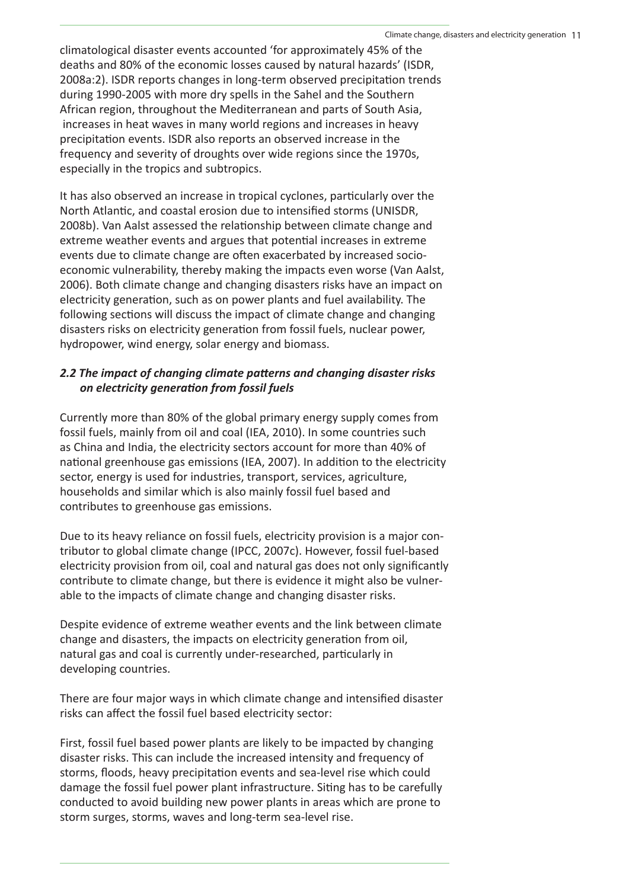climatological disaster events accounted 'for approximately 45% of the deaths and 80% of the economic losses caused by natural hazards' (ISDR, 2008a:2). ISDR reports changes in long-term observed precipitation trends during 1990-2005 with more dry spells in the Sahel and the Southern African region, throughout the Mediterranean and parts of South Asia, increases in heat waves in many world regions and increases in heavy precipitation events. ISDR also reports an observed increase in the frequency and severity of droughts over wide regions since the 1970s, especially in the tropics and subtropics.

It has also observed an increase in tropical cyclones, particularly over the North Atlantic, and coastal erosion due to intensified storms (UNISDR, 2008b). Van Aalst assessed the relationship between climate change and extreme weather events and argues that potential increases in extreme events due to climate change are often exacerbated by increased socio-economic vulnerability, thereby making the impacts even worse (Van Aalst, 2006). Both climate change and changing disasters risks have an impact on electricity generation, such as on power plants and fuel availability. The following sections will discuss the impact of climate change and changing disasters risks on electricity generation from fossil fuels, nuclear power, hydropower, wind energy, solar energy and biomass.

### *2.2 The impact of changing climate patterns and changing disaster risks on electricity generation from fossil fuels*

Currently more than 80% of the global primary energy supply comes from fossil fuels, mainly from oil and coal (IEA, 2010). In some countries such as China and India, the electricity sectors account for more than 40% of national greenhouse gas emissions (IEA, 2007). In addition to the electricity sector, energy is used for industries, transport, services, agriculture, households and similar which is also mainly fossil fuel based and contributes to greenhouse gas emissions.

Due to its heavy reliance on fossil fuels, electricity provision is a major contributor to global climate change (IPCC, 2007c). However, fossil fuel-based electricity provision from oil, coal and natural gas does not only significantly contribute to climate change, but there is evidence it might also be vulnerable to the impacts of climate change and changing disaster risks.

Despite evidence of extreme weather events and the link between climate change and disasters, the impacts on electricity generation from oil, natural gas and coal is currently under-researched, particularly in developing countries.

There are four major ways in which climate change and intensified disaster risks can affect the fossil fuel based electricity sector:

First, fossil fuel based power plants are likely to be impacted by changing disaster risks. This can include the increased intensity and frequency of storms, floods, heavy precipitation events and sea-level rise which could damage the fossil fuel power plant infrastructure. Siting has to be carefully conducted to avoid building new power plants in areas which are prone to storm surges, storms, waves and long-term sea-level rise.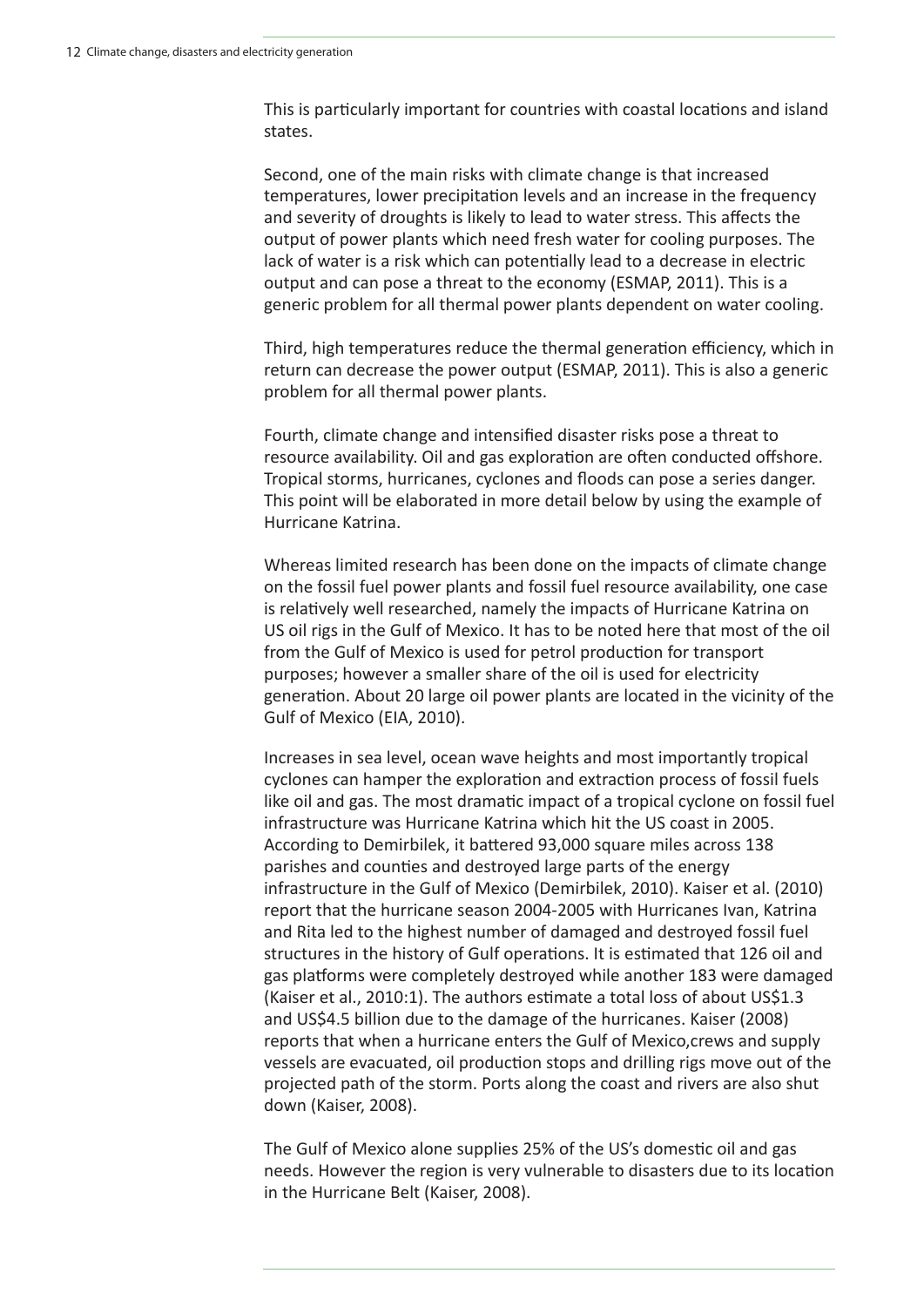This is particularly important for countries with coastal locations and island states.

Second, one of the main risks with climate change is that increased temperatures, lower precipitation levels and an increase in the frequency and severity of droughts is likely to lead to water stress. This affects the output of power plants which need fresh water for cooling purposes. The lack of water is a risk which can potentially lead to a decrease in electric output and can pose a threat to the economy (ESMAP, 2011). This is a generic problem for all thermal power plants dependent on water cooling.

Third, high temperatures reduce the thermal generation efficiency, which in return can decrease the power output (ESMAP, 2011). This is also a generic problem for all thermal power plants.

Fourth, climate change and intensified disaster risks pose a threat to resource availability. Oil and gas exploration are often conducted offshore. Tropical storms, hurricanes, cyclones and floods can pose a series danger. This point will be elaborated in more detail below by using the example of Hurricane Katrina.

Whereas limited research has been done on the impacts of climate change on the fossil fuel power plants and fossil fuel resource availability, one case is relatively well researched, namely the impacts of Hurricane Katrina on US oil rigs in the Gulf of Mexico. It has to be noted here that most of the oil from the Gulf of Mexico is used for petrol production for transport purposes; however a smaller share of the oil is used for electricity generation. About 20 large oil power plants are located in the vicinity of the Gulf of Mexico (EIA, 2010).

Increases in sea level, ocean wave heights and most importantly tropical cyclones can hamper the exploration and extraction process of fossil fuels like oil and gas. The most dramatic impact of a tropical cyclone on fossil fuel infrastructure was Hurricane Katrina which hit the US coast in 2005. According to Demirbilek, it battered 93,000 square miles across 138 parishes and counties and destroyed large parts of the energy infrastructure in the Gulf of Mexico (Demirbilek, 2010). Kaiser et al. (2010) report that the hurricane season 2004-2005 with Hurricanes Ivan, Katrina and Rita led to the highest number of damaged and destroyed fossil fuel structures in the history of Gulf operations. It is estimated that 126 oil and gas platforms were completely destroyed while another 183 were damaged (Kaiser et al., 2010:1). The authors estimate a total loss of about US$1.3 and US$4.5 billion due to the damage of the hurricanes. Kaiser (2008) reports that when a hurricane enters the Gulf of Mexico,crews and supply vessels are evacuated, oil production stops and drilling rigs move out of the projected path of the storm. Ports along the coast and rivers are also shut down (Kaiser, 2008).

The Gulf of Mexico alone supplies 25% of the US's domestic oil and gas needs. However the region is very vulnerable to disasters due to its location in the Hurricane Belt (Kaiser, 2008).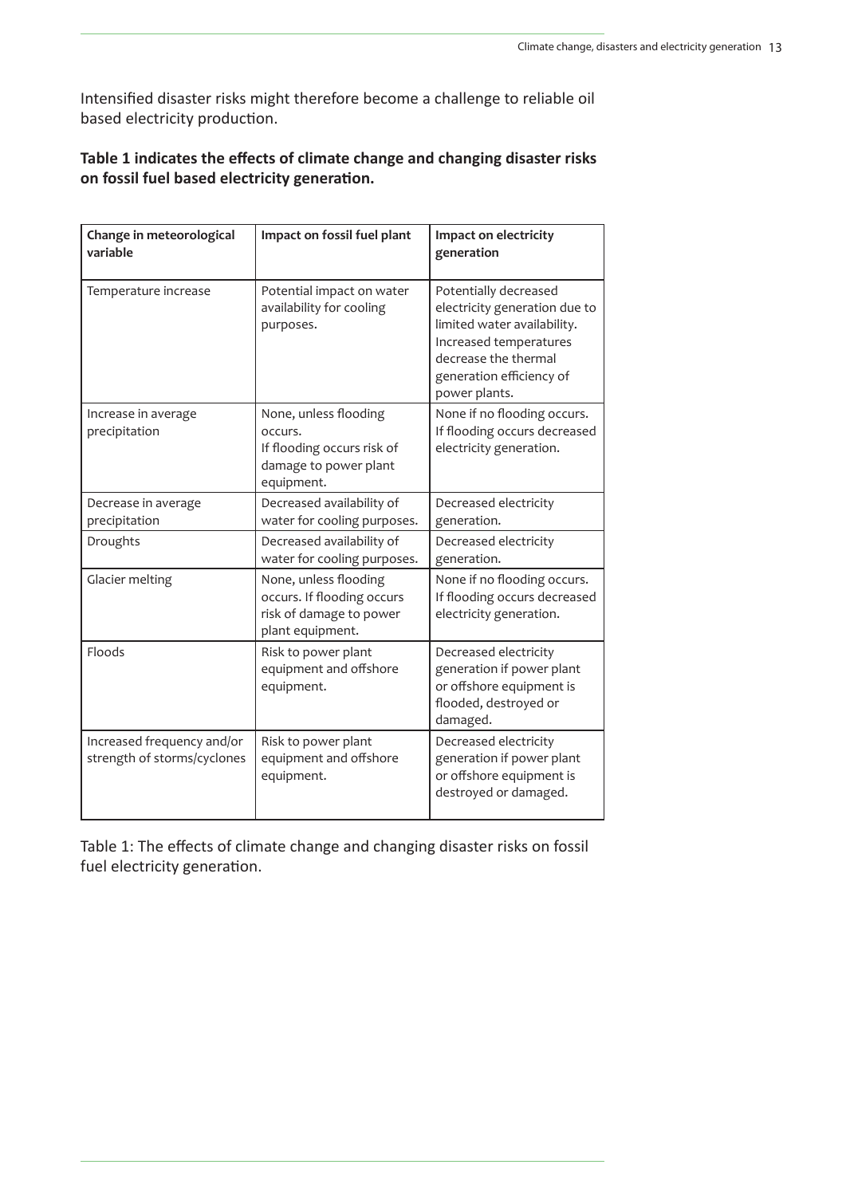Intensified disaster risks might therefore become a challenge to reliable oil based electricity production.

**Table 1 indicates the effects of climate change and changing disaster risks on fossil fuel based electricity generation.**

| Change in meteorological variable | Impact on fossil fuel plant | Impact on electricity generation |
|---|---|---|
| Temperature increase | Potential impact on water availability for cooling purposes. | Potentially decreased electricity generation due to limited water availability. Increased temperatures decrease the thermal generation efficiency of power plants. |
| Increase in average precipitation | None, unless flooding occurs. If flooding occurs risk of damage to power plant equipment. | None if no flooding occurs. If flooding occurs decreased electricity generation. |
| Decrease in average precipitation | Decreased availability of water for cooling purposes. | Decreased electricity generation. |
| Droughts | Decreased availability of water for cooling purposes. | Decreased electricity generation. |
| Glacier melting | None, unless flooding occurs. If flooding occurs risk of damage to power plant equipment. | None if no flooding occurs. If flooding occurs decreased electricity generation. |
| Floods | Risk to power plant equipment and offshore equipment. | Decreased electricity generation if power plant or offshore equipment is flooded, destroyed or damaged. |
| Increased frequency and/or strength of storms/cyclones | Risk to power plant equipment and offshore equipment. | Decreased electricity generation if power plant or offshore equipment is destroyed or damaged. |

Table 1: The effects of climate change and changing disaster risks on fossil fuel electricity generation.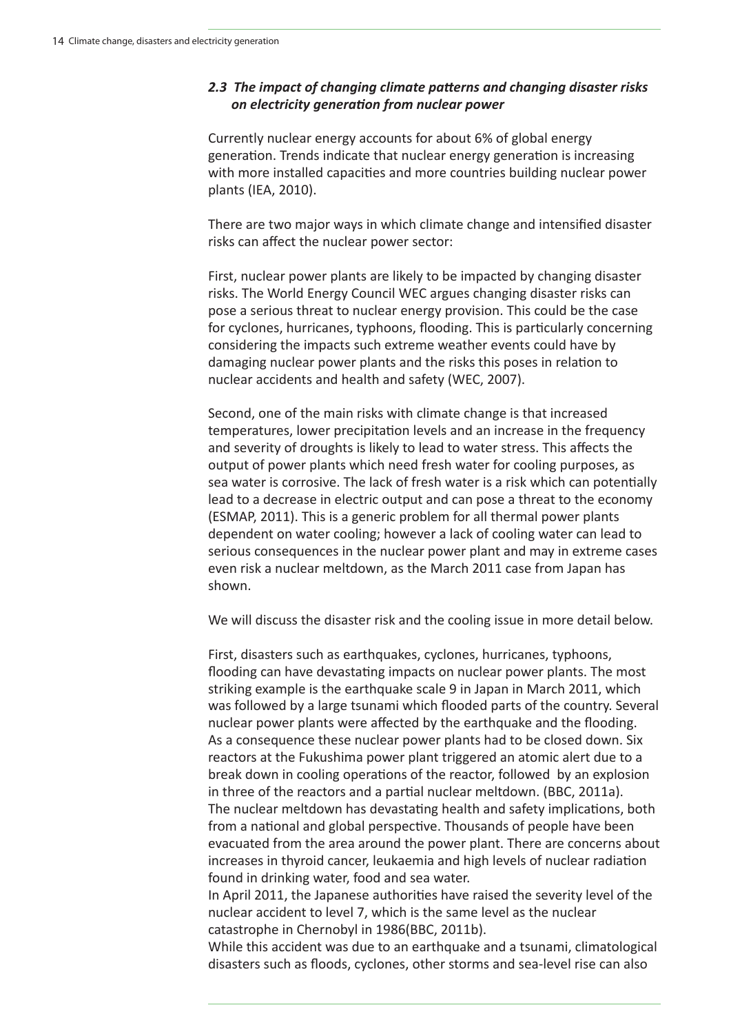### *2.3 The impact of changing climate patterns and changing disaster risks on electricity generation from nuclear power*

Currently nuclear energy accounts for about 6% of global energy generation. Trends indicate that nuclear energy generation is increasing with more installed capacities and more countries building nuclear power plants (IEA, 2010).

There are two major ways in which climate change and intensified disaster risks can affect the nuclear power sector:

First, nuclear power plants are likely to be impacted by changing disaster risks. The World Energy Council WEC argues changing disaster risks can pose a serious threat to nuclear energy provision. This could be the case for cyclones, hurricanes, typhoons, flooding. This is particularly concerning considering the impacts such extreme weather events could have by damaging nuclear power plants and the risks this poses in relation to nuclear accidents and health and safety (WEC, 2007).

Second, one of the main risks with climate change is that increased temperatures, lower precipitation levels and an increase in the frequency and severity of droughts is likely to lead to water stress. This affects the output of power plants which need fresh water for cooling purposes, as sea water is corrosive. The lack of fresh water is a risk which can potentially lead to a decrease in electric output and can pose a threat to the economy (ESMAP, 2011). This is a generic problem for all thermal power plants dependent on water cooling; however a lack of cooling water can lead to serious consequences in the nuclear power plant and may in extreme cases even risk a nuclear meltdown, as the March 2011 case from Japan has shown.

We will discuss the disaster risk and the cooling issue in more detail below.

First, disasters such as earthquakes, cyclones, hurricanes, typhoons, flooding can have devastating impacts on nuclear power plants. The most striking example is the earthquake scale 9 in Japan in March 2011, which was followed by a large tsunami which flooded parts of the country. Several nuclear power plants were affected by the earthquake and the flooding. As a consequence these nuclear power plants had to be closed down. Six reactors at the Fukushima power plant triggered an atomic alert due to a break down in cooling operations of the reactor, followed by an explosion in three of the reactors and a partial nuclear meltdown. (BBC, 2011a). The nuclear meltdown has devastating health and safety implications, both from a national and global perspective. Thousands of people have been evacuated from the area around the power plant. There are concerns about increases in thyroid cancer, leukaemia and high levels of nuclear radiation found in drinking water, food and sea water.
In April 2011, the Japanese authorities have raised the severity level of the nuclear accident to level 7, which is the same level as the nuclear catastrophe in Chernobyl in 1986(BBC, 2011b).
While this accident was due to an earthquake and a tsunami, climatological disasters such as floods, cyclones, other storms and sea-level rise can also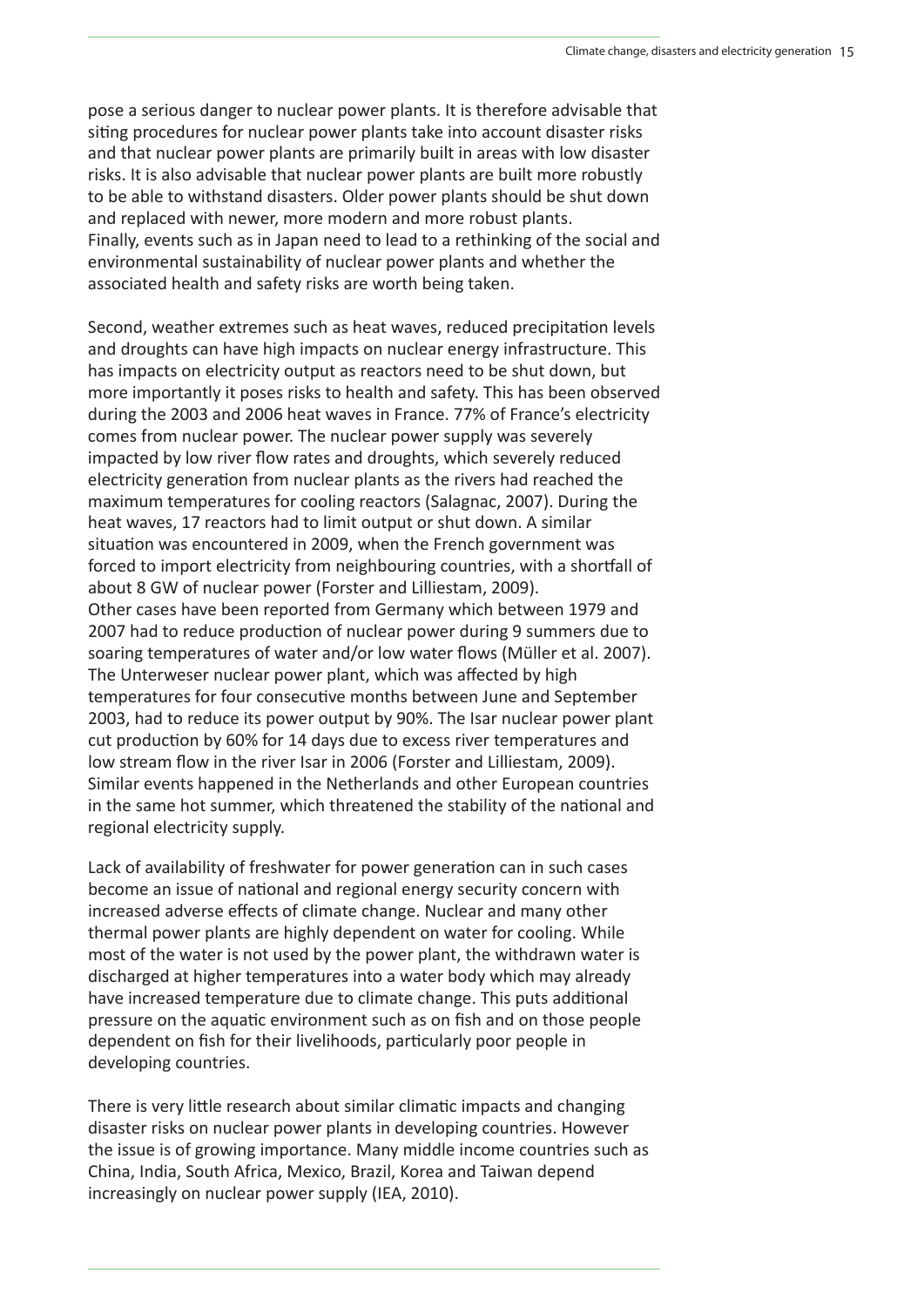pose a serious danger to nuclear power plants. It is therefore advisable that siting procedures for nuclear power plants take into account disaster risks and that nuclear power plants are primarily built in areas with low disaster risks. It is also advisable that nuclear power plants are built more robustly to be able to withstand disasters. Older power plants should be shut down and replaced with newer, more modern and more robust plants.
Finally, events such as in Japan need to lead to a rethinking of the social and environmental sustainability of nuclear power plants and whether the associated health and safety risks are worth being taken.

Second, weather extremes such as heat waves, reduced precipitation levels and droughts can have high impacts on nuclear energy infrastructure. This has impacts on electricity output as reactors need to be shut down, but more importantly it poses risks to health and safety. This has been observed during the 2003 and 2006 heat waves in France. 77% of France's electricity comes from nuclear power. The nuclear power supply was severely impacted by low river flow rates and droughts, which severely reduced electricity generation from nuclear plants as the rivers had reached the maximum temperatures for cooling reactors (Salagnac, 2007). During the heat waves, 17 reactors had to limit output or shut down. A similar situation was encountered in 2009, when the French government was forced to import electricity from neighbouring countries, with a shortfall of about 8 GW of nuclear power (Forster and Lilliestam, 2009).
Other cases have been reported from Germany which between 1979 and 2007 had to reduce production of nuclear power during 9 summers due to soaring temperatures of water and/or low water flows (Müller et al. 2007). The Unterweser nuclear power plant, which was affected by high temperatures for four consecutive months between June and September 2003, had to reduce its power output by 90%. The Isar nuclear power plant cut production by 60% for 14 days due to excess river temperatures and low stream flow in the river Isar in 2006 (Forster and Lilliestam, 2009). Similar events happened in the Netherlands and other European countries in the same hot summer, which threatened the stability of the national and regional electricity supply.

Lack of availability of freshwater for power generation can in such cases become an issue of national and regional energy security concern with increased adverse effects of climate change. Nuclear and many other thermal power plants are highly dependent on water for cooling. While most of the water is not used by the power plant, the withdrawn water is discharged at higher temperatures into a water body which may already have increased temperature due to climate change. This puts additional pressure on the aquatic environment such as on fish and on those people dependent on fish for their livelihoods, particularly poor people in developing countries.

There is very little research about similar climatic impacts and changing disaster risks on nuclear power plants in developing countries. However the issue is of growing importance. Many middle income countries such as China, India, South Africa, Mexico, Brazil, Korea and Taiwan depend increasingly on nuclear power supply (IEA, 2010).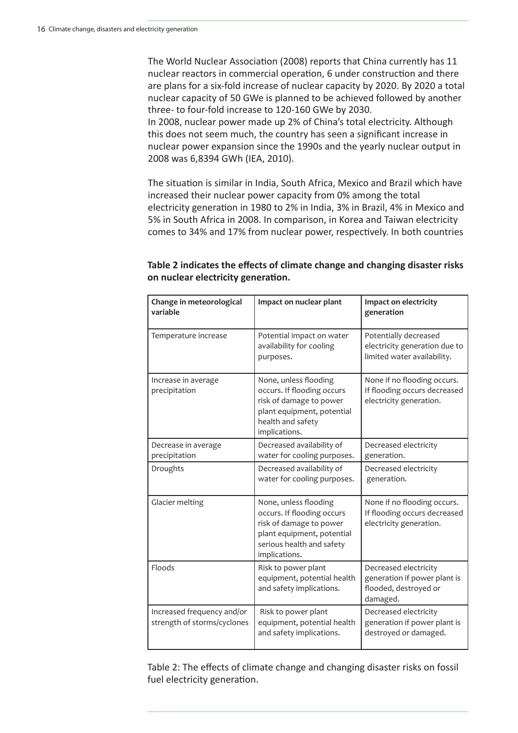The World Nuclear Association (2008) reports that China currently has 11 nuclear reactors in commercial operation, 6 under construction and there are plans for a six-fold increase of nuclear capacity by 2020. By 2020 a total nuclear capacity of 50 GWe is planned to be achieved followed by another three- to four-fold increase to 120-160 GWe by 2030.
In 2008, nuclear power made up 2% of China's total electricity. Although this does not seem much, the country has seen a significant increase in nuclear power expansion since the 1990s and the yearly nuclear output in 2008 was 6,8394 GWh (IEA, 2010).

The situation is similar in India, South Africa, Mexico and Brazil which have increased their nuclear power capacity from 0% among the total electricity generation in 1980 to 2% in India, 3% in Brazil, 4% in Mexico and 5% in South Africa in 2008. In comparison, in Korea and Taiwan electricity comes to 34% and 17% from nuclear power, respectively. In both countries

**Table 2 indicates the effects of climate change and changing disaster risks on nuclear electricity generation.**

| Change in meteorological variable | Impact on nuclear plant | Impact on electricity generation |
|---|---|---|
| Temperature increase | Potential impact on water availability for cooling purposes. | Potentially decreased electricity generation due to limited water availability. |
| Increase in average precipitation | None, unless flooding occurs. If flooding occurs risk of damage to power plant equipment, potential health and safety implications. | None if no flooding occurs. If flooding occurs decreased electricity generation. |
| Decrease in average precipitation | Decreased availability of water for cooling purposes. | Decreased electricity generation. |
| Droughts | Decreased availability of water for cooling purposes. | Decreased electricity generation. |
| Glacier melting | None, unless flooding occurs. If flooding occurs risk of damage to power plant equipment, potential serious health and safety implications. | None if no flooding occurs. If flooding occurs decreased electricity generation. |
| Floods | Risk to power plant equipment, potential health and safety implications. | Decreased electricity generation if power plant is flooded, destroyed or damaged. |
| Increased frequency and/or strength of storms/cyclones | Risk to power plant equipment, potential health and safety implications. | Decreased electricity generation if power plant is destroyed or damaged. |

Table 2: The effects of climate change and changing disaster risks on fossil fuel electricity generation.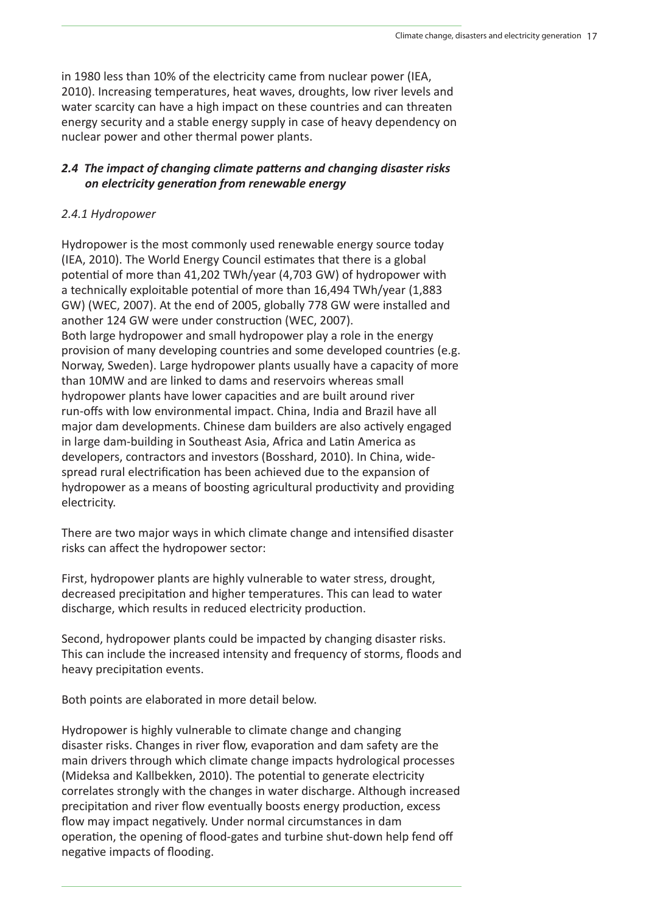in 1980 less than 10% of the electricity came from nuclear power (IEA, 2010). Increasing temperatures, heat waves, droughts, low river levels and water scarcity can have a high impact on these countries and can threaten energy security and a stable energy supply in case of heavy dependency on nuclear power and other thermal power plants.

### *2.4 The impact of changing climate patterns and changing disaster risks on electricity generation from renewable energy*

#### *2.4.1 Hydropower*

Hydropower is the most commonly used renewable energy source today (IEA, 2010). The World Energy Council estimates that there is a global potential of more than 41,202 TWh/year (4,703 GW) of hydropower with a technically exploitable potential of more than 16,494 TWh/year (1,883 GW) (WEC, 2007). At the end of 2005, globally 778 GW were installed and another 124 GW were under construction (WEC, 2007).
Both large hydropower and small hydropower play a role in the energy provision of many developing countries and some developed countries (e.g. Norway, Sweden). Large hydropower plants usually have a capacity of more than 10MW and are linked to dams and reservoirs whereas small hydropower plants have lower capacities and are built around river run-offs with low environmental impact. China, India and Brazil have all major dam developments. Chinese dam builders are also actively engaged in large dam-building in Southeast Asia, Africa and Latin America as developers, contractors and investors (Bosshard, 2010). In China, wide-spread rural electrification has been achieved due to the expansion of hydropower as a means of boosting agricultural productivity and providing electricity.

There are two major ways in which climate change and intensified disaster risks can affect the hydropower sector:

First, hydropower plants are highly vulnerable to water stress, drought, decreased precipitation and higher temperatures. This can lead to water discharge, which results in reduced electricity production.

Second, hydropower plants could be impacted by changing disaster risks. This can include the increased intensity and frequency of storms, floods and heavy precipitation events.

Both points are elaborated in more detail below.

Hydropower is highly vulnerable to climate change and changing disaster risks. Changes in river flow, evaporation and dam safety are the main drivers through which climate change impacts hydrological processes (Mideksa and Kallbekken, 2010). The potential to generate electricity correlates strongly with the changes in water discharge. Although increased precipitation and river flow eventually boosts energy production, excess flow may impact negatively. Under normal circumstances in dam operation, the opening of flood-gates and turbine shut-down help fend off negative impacts of flooding.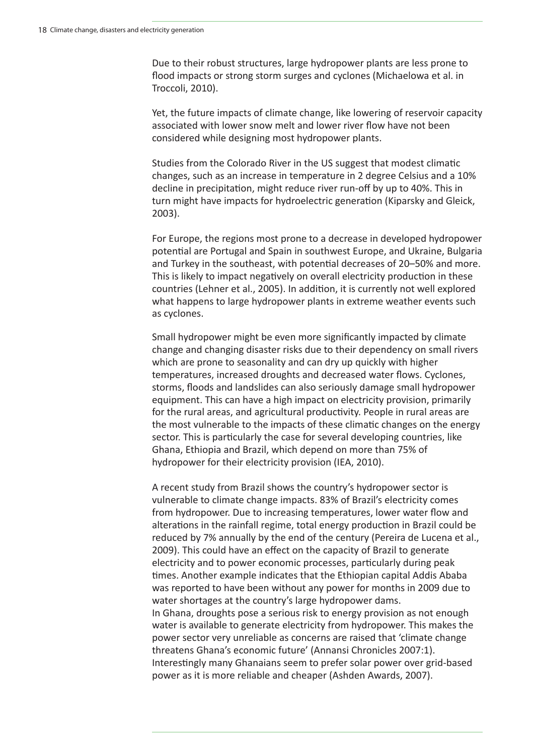Due to their robust structures, large hydropower plants are less prone to flood impacts or strong storm surges and cyclones (Michaelowa et al. in Troccoli, 2010).

Yet, the future impacts of climate change, like lowering of reservoir capacity associated with lower snow melt and lower river flow have not been considered while designing most hydropower plants.

Studies from the Colorado River in the US suggest that modest climatic changes, such as an increase in temperature in 2 degree Celsius and a 10% decline in precipitation, might reduce river run-off by up to 40%. This in turn might have impacts for hydroelectric generation (Kiparsky and Gleick, 2003).

For Europe, the regions most prone to a decrease in developed hydropower potential are Portugal and Spain in southwest Europe, and Ukraine, Bulgaria and Turkey in the southeast, with potential decreases of 20–50% and more. This is likely to impact negatively on overall electricity production in these countries (Lehner et al., 2005). In addition, it is currently not well explored what happens to large hydropower plants in extreme weather events such as cyclones.

Small hydropower might be even more significantly impacted by climate change and changing disaster risks due to their dependency on small rivers which are prone to seasonality and can dry up quickly with higher temperatures, increased droughts and decreased water flows. Cyclones, storms, floods and landslides can also seriously damage small hydropower equipment. This can have a high impact on electricity provision, primarily for the rural areas, and agricultural productivity. People in rural areas are the most vulnerable to the impacts of these climatic changes on the energy sector. This is particularly the case for several developing countries, like Ghana, Ethiopia and Brazil, which depend on more than 75% of hydropower for their electricity provision (IEA, 2010).

A recent study from Brazil shows the country's hydropower sector is vulnerable to climate change impacts. 83% of Brazil's electricity comes from hydropower. Due to increasing temperatures, lower water flow and alterations in the rainfall regime, total energy production in Brazil could be reduced by 7% annually by the end of the century (Pereira de Lucena et al., 2009). This could have an effect on the capacity of Brazil to generate electricity and to power economic processes, particularly during peak times. Another example indicates that the Ethiopian capital Addis Ababa was reported to have been without any power for months in 2009 due to water shortages at the country's large hydropower dams.
In Ghana, droughts pose a serious risk to energy provision as not enough water is available to generate electricity from hydropower. This makes the power sector very unreliable as concerns are raised that 'climate change threatens Ghana's economic future' (Annansi Chronicles 2007:1). Interestingly many Ghanaians seem to prefer solar power over grid-based power as it is more reliable and cheaper (Ashden Awards, 2007).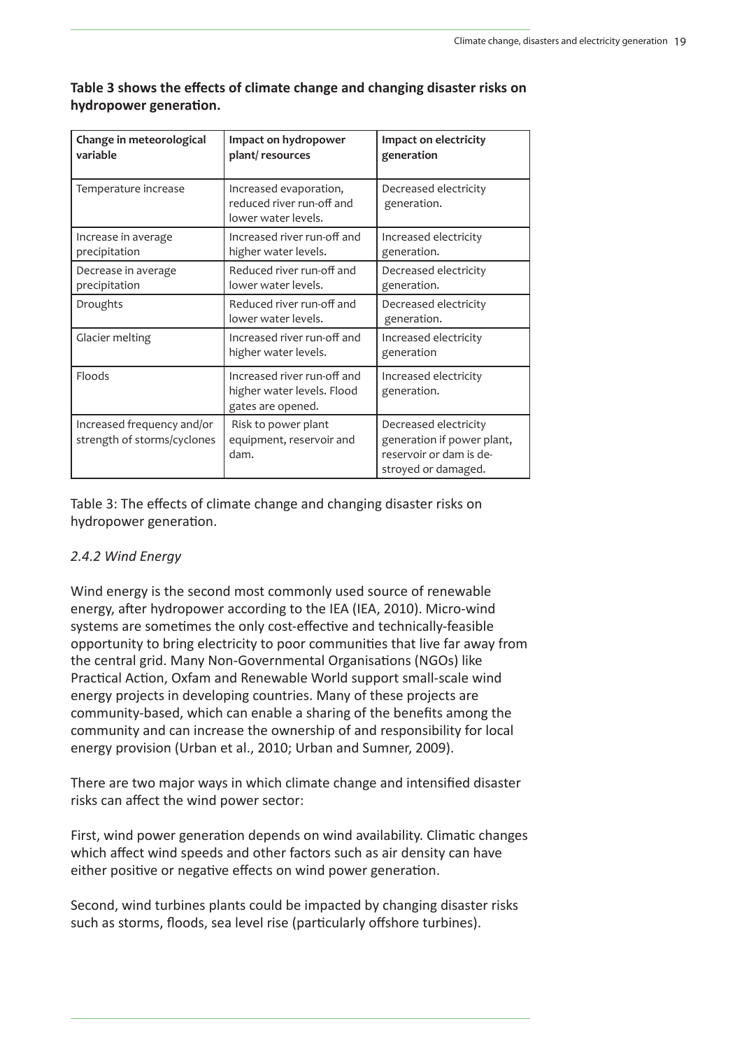**Table 3 shows the effects of climate change and changing disaster risks on hydropower generation.**

| Change in meteorological variable | Impact on hydropower plant/ resources | Impact on electricity generation |
|---|---|---|
| Temperature increase | Increased evaporation, reduced river run-off and lower water levels. | Decreased electricity generation. |
| Increase in average precipitation | Increased river run-off and higher water levels. | Increased electricity generation. |
| Decrease in average precipitation | Reduced river run-off and lower water levels. | Decreased electricity generation. |
| Droughts | Reduced river run-off and lower water levels. | Decreased electricity generation. |
| Glacier melting | Increased river run-off and higher water levels. | Increased electricity generation |
| Floods | Increased river run-off and higher water levels. Flood gates are opened. | Increased electricity generation. |
| Increased frequency and/or strength of storms/cyclones | Risk to power plant equipment, reservoir and dam. | Decreased electricity generation if power plant, reservoir or dam is destroyed or damaged. |

Table 3: The effects of climate change and changing disaster risks on hydropower generation.

### *2.4.2 Wind Energy*

Wind energy is the second most commonly used source of renewable energy, after hydropower according to the IEA (IEA, 2010). Micro-wind systems are sometimes the only cost-effective and technically-feasible opportunity to bring electricity to poor communities that live far away from the central grid. Many Non-Governmental Organisations (NGOs) like Practical Action, Oxfam and Renewable World support small-scale wind energy projects in developing countries. Many of these projects are community-based, which can enable a sharing of the benefits among the community and can increase the ownership of and responsibility for local energy provision (Urban et al., 2010; Urban and Sumner, 2009).

There are two major ways in which climate change and intensified disaster risks can affect the wind power sector:

First, wind power generation depends on wind availability. Climatic changes which affect wind speeds and other factors such as air density can have either positive or negative effects on wind power generation.

Second, wind turbines plants could be impacted by changing disaster risks such as storms, floods, sea level rise (particularly offshore turbines).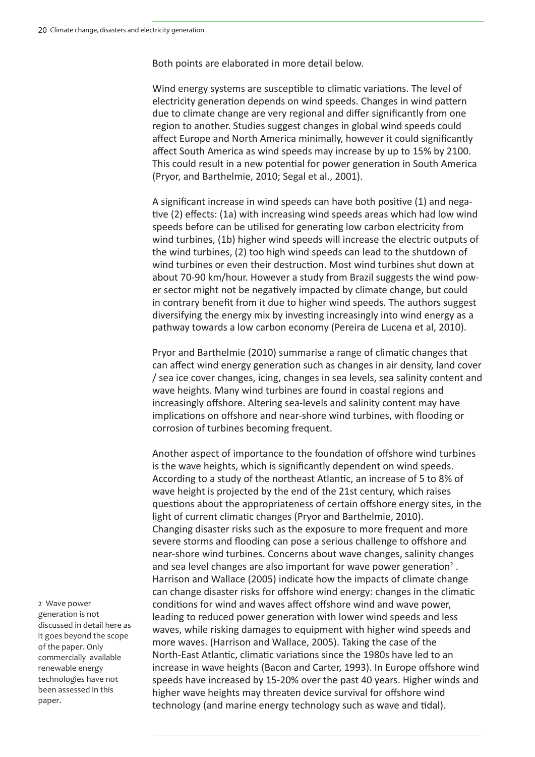Both points are elaborated in more detail below.

Wind energy systems are susceptible to climatic variations. The level of electricity generation depends on wind speeds. Changes in wind pattern due to climate change are very regional and differ significantly from one region to another. Studies suggest changes in global wind speeds could affect Europe and North America minimally, however it could significantly affect South America as wind speeds may increase by up to 15% by 2100. This could result in a new potential for power generation in South America (Pryor, and Barthelmie, 2010; Segal et al., 2001).

A significant increase in wind speeds can have both positive (1) and negative (2) effects: (1a) with increasing wind speeds areas which had low wind speeds before can be utilised for generating low carbon electricity from wind turbines, (1b) higher wind speeds will increase the electric outputs of the wind turbines, (2) too high wind speeds can lead to the shutdown of wind turbines or even their destruction. Most wind turbines shut down at about 70-90 km/hour. However a study from Brazil suggests the wind power sector might not be negatively impacted by climate change, but could in contrary benefit from it due to higher wind speeds. The authors suggest diversifying the energy mix by investing increasingly into wind energy as a pathway towards a low carbon economy (Pereira de Lucena et al, 2010).

Pryor and Barthelmie (2010) summarise a range of climatic changes that can affect wind energy generation such as changes in air density, land cover / sea ice cover changes, icing, changes in sea levels, sea salinity content and wave heights. Many wind turbines are found in coastal regions and increasingly offshore. Altering sea-levels and salinity content may have implications on offshore and near-shore wind turbines, with flooding or corrosion of turbines becoming frequent.

Another aspect of importance to the foundation of offshore wind turbines is the wave heights, which is significantly dependent on wind speeds. According to a study of the northeast Atlantic, an increase of 5 to 8% of wave height is projected by the end of the 21st century, which raises questions about the appropriateness of certain offshore energy sites, in the light of current climatic changes (Pryor and Barthelmie, 2010). Changing disaster risks such as the exposure to more frequent and more severe storms and flooding can pose a serious challenge to offshore and near-shore wind turbines. Concerns about wave changes, salinity changes and sea level changes are also important for wave power generation[2]. Harrison and Wallace (2005) indicate how the impacts of climate change can change disaster risks for offshore wind energy: changes in the climatic conditions for wind and waves affect offshore wind and wave power, leading to reduced power generation with lower wind speeds and less waves, while risking damages to equipment with higher wind speeds and more waves. (Harrison and Wallace, 2005). Taking the case of the North-East Atlantic, climatic variations since the 1980s have led to an increase in wave heights (Bacon and Carter, 1993). In Europe offshore wind speeds have increased by 15-20% over the past 40 years. Higher winds and higher wave heights may threaten device survival for offshore wind technology (and marine energy technology such as wave and tidal).

[2] Wave power generation is not discussed in detail here as it goes beyond the scope of the paper. Only commercially available renewable energy technologies have not been assessed in this paper.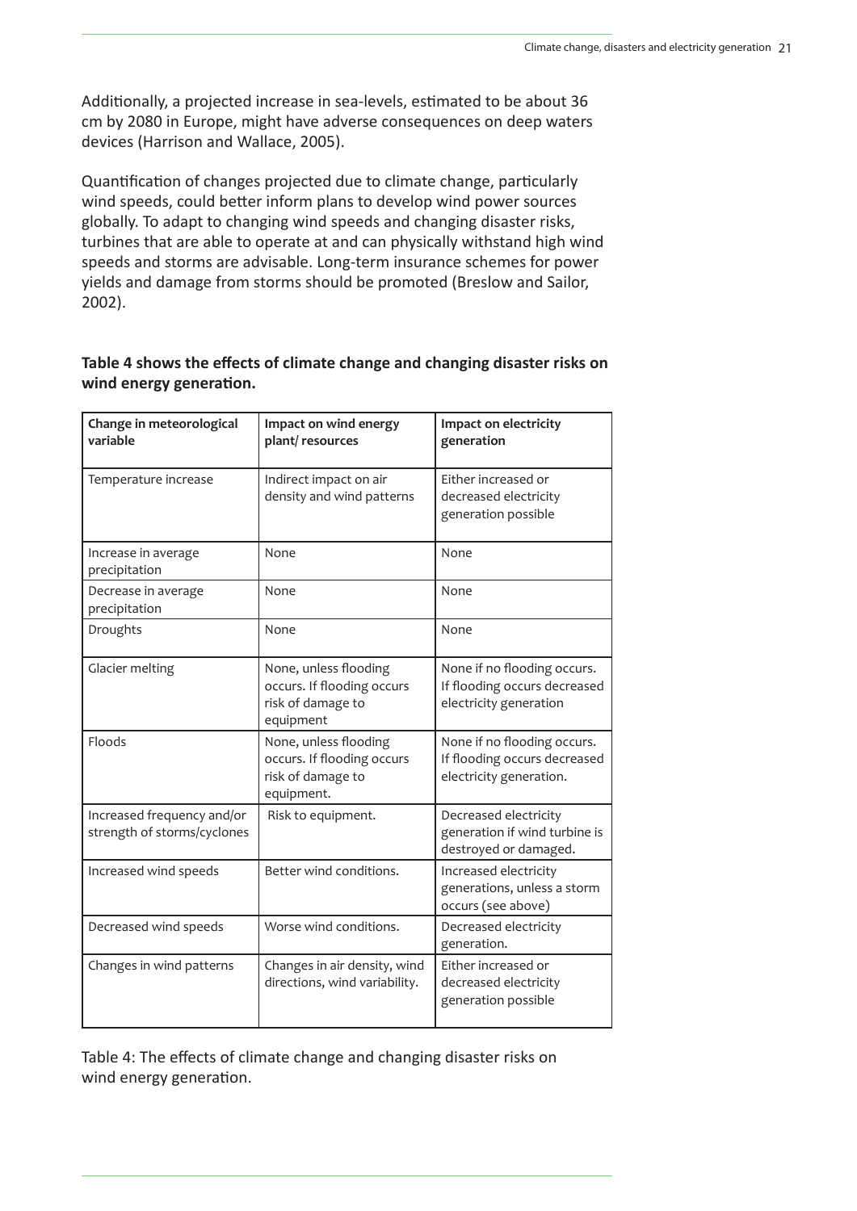Additionally, a projected increase in sea-levels, estimated to be about 36 cm by 2080 in Europe, might have adverse consequences on deep waters devices (Harrison and Wallace, 2005).

Quantification of changes projected due to climate change, particularly wind speeds, could better inform plans to develop wind power sources globally. To adapt to changing wind speeds and changing disaster risks, turbines that are able to operate at and can physically withstand high wind speeds and storms are advisable. Long-term insurance schemes for power yields and damage from storms should be promoted (Breslow and Sailor, 2002).

**Table 4 shows the effects of climate change and changing disaster risks on wind energy generation.**

| Change in meteorological variable | Impact on wind energy plant/ resources | Impact on electricity generation |
|---|---|---|
| Temperature increase | Indirect impact on air density and wind patterns | Either increased or decreased electricity generation possible |
| Increase in average precipitation | None | None |
| Decrease in average precipitation | None | None |
| Droughts | None | None |
| Glacier melting | None, unless flooding occurs. If flooding occurs risk of damage to equipment | None if no flooding occurs. If flooding occurs decreased electricity generation |
| Floods | None, unless flooding occurs. If flooding occurs risk of damage to equipment. | None if no flooding occurs. If flooding occurs decreased electricity generation. |
| Increased frequency and/or strength of storms/cyclones | Risk to equipment. | Decreased electricity generation if wind turbine is destroyed or damaged. |
| Increased wind speeds | Better wind conditions. | Increased electricity generations, unless a storm occurs (see above) |
| Decreased wind speeds | Worse wind conditions. | Decreased electricity generation. |
| Changes in wind patterns | Changes in air density, wind directions, wind variability. | Either increased or decreased electricity generation possible |

Table 4: The effects of climate change and changing disaster risks on wind energy generation.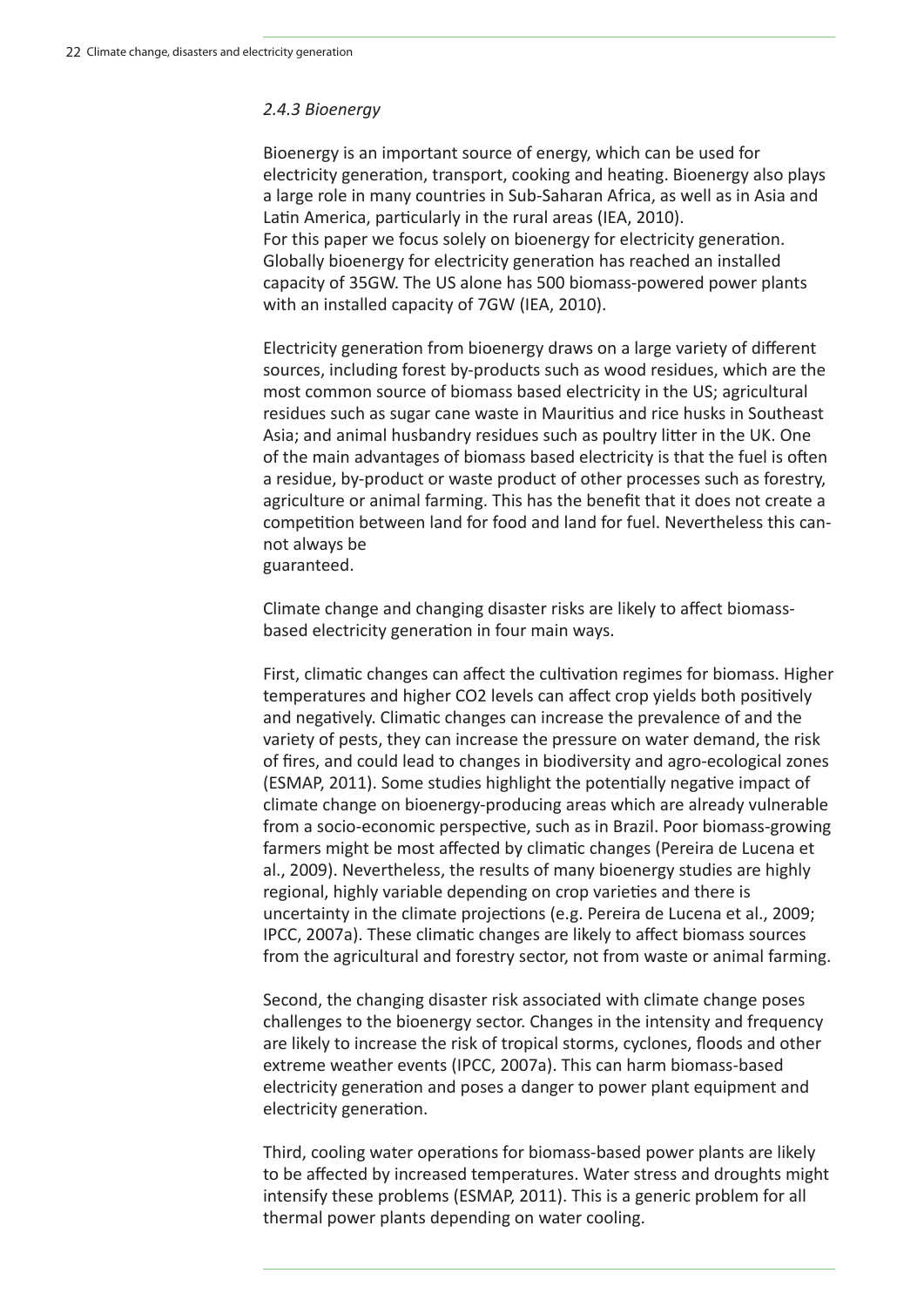### *2.4.3 Bioenergy*

Bioenergy is an important source of energy, which can be used for electricity generation, transport, cooking and heating. Bioenergy also plays a large role in many countries in Sub-Saharan Africa, as well as in Asia and Latin America, particularly in the rural areas (IEA, 2010).
For this paper we focus solely on bioenergy for electricity generation. Globally bioenergy for electricity generation has reached an installed capacity of 35GW. The US alone has 500 biomass-powered power plants with an installed capacity of 7GW (IEA, 2010).

Electricity generation from bioenergy draws on a large variety of different sources, including forest by-products such as wood residues, which are the most common source of biomass based electricity in the US; agricultural residues such as sugar cane waste in Mauritius and rice husks in Southeast Asia; and animal husbandry residues such as poultry litter in the UK. One of the main advantages of biomass based electricity is that the fuel is often a residue, by-product or waste product of other processes such as forestry, agriculture or animal farming. This has the benefit that it does not create a competition between land for food and land for fuel. Nevertheless this cannot always be guaranteed.

Climate change and changing disaster risks are likely to affect biomass-based electricity generation in four main ways.

First, climatic changes can affect the cultivation regimes for biomass. Higher temperatures and higher $CO_2$ levels can affect crop yields both positively and negatively. Climatic changes can increase the prevalence of and the variety of pests, they can increase the pressure on water demand, the risk of fires, and could lead to changes in biodiversity and agro-ecological zones (ESMAP, 2011). Some studies highlight the potentially negative impact of climate change on bioenergy-producing areas which are already vulnerable from a socio-economic perspective, such as in Brazil. Poor biomass-growing farmers might be most affected by climatic changes (Pereira de Lucena et al., 2009). Nevertheless, the results of many bioenergy studies are highly regional, highly variable depending on crop varieties and there is uncertainty in the climate projections (e.g. Pereira de Lucena et al., 2009; IPCC, 2007a). These climatic changes are likely to affect biomass sources from the agricultural and forestry sector, not from waste or animal farming.

Second, the changing disaster risk associated with climate change poses challenges to the bioenergy sector. Changes in the intensity and frequency are likely to increase the risk of tropical storms, cyclones, floods and other extreme weather events (IPCC, 2007a). This can harm biomass-based electricity generation and poses a danger to power plant equipment and electricity generation.

Third, cooling water operations for biomass-based power plants are likely to be affected by increased temperatures. Water stress and droughts might intensify these problems (ESMAP, 2011). This is a generic problem for all thermal power plants depending on water cooling.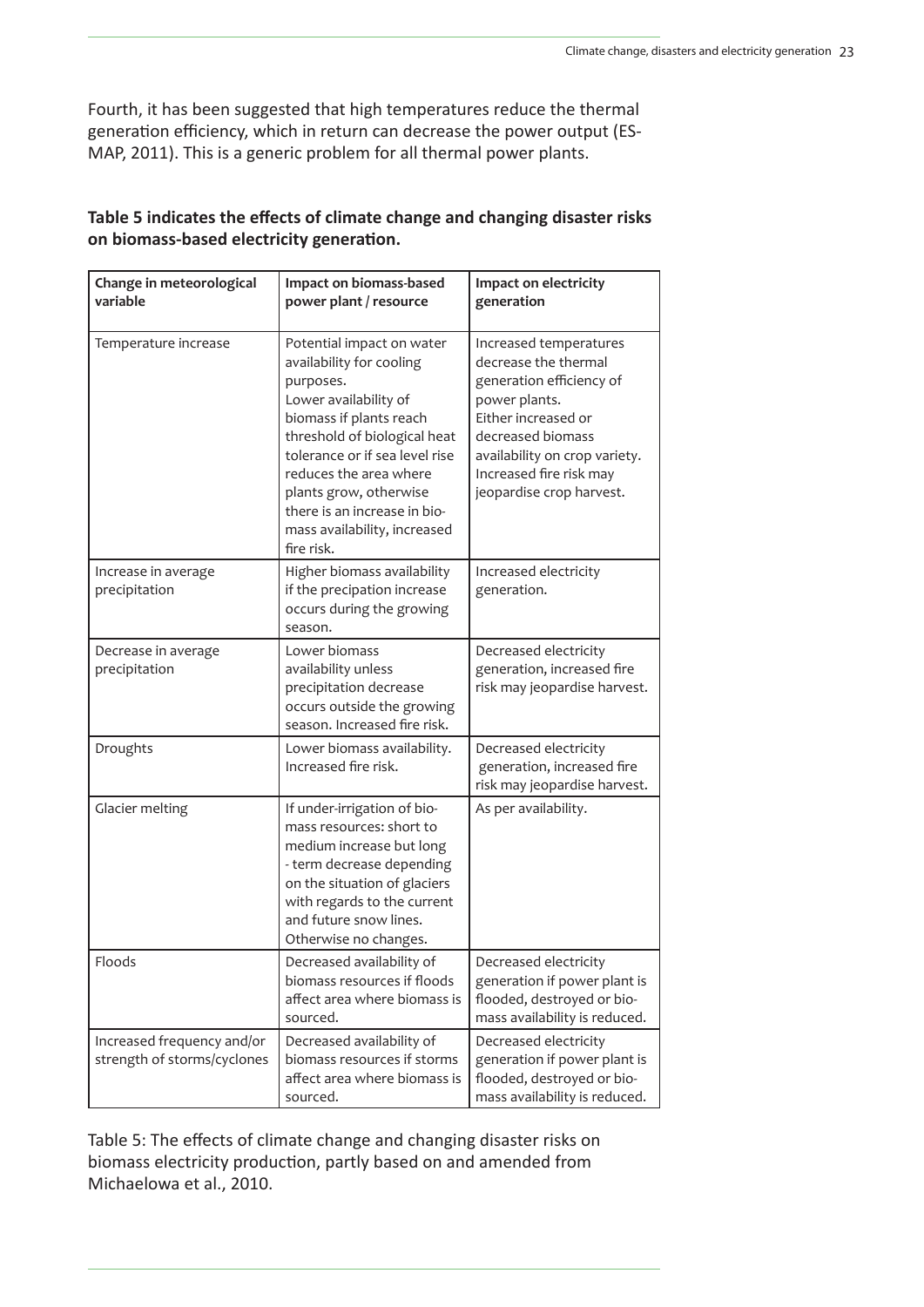Fourth, it has been suggested that high temperatures reduce the thermal generation efficiency, which in return can decrease the power output (ESMAP, 2011). This is a generic problem for all thermal power plants.

**Table 5 indicates the effects of climate change and changing disaster risks on biomass-based electricity generation.**

| Change in meteorological variable | Impact on biomass-based power plant / resource | Impact on electricity generation |
|---|---|---|
| Temperature increase | Potential impact on water availability for cooling purposes. Lower availability of biomass if plants reach threshold of biological heat tolerance or if sea level rise reduces the area where plants grow, otherwise there is an increase in biomass availability, increased fire risk. | Increased temperatures decrease the thermal generation efficiency of power plants. Either increased or decreased biomass availability on crop variety. Increased fire risk may jeopardise crop harvest. |
| Increase in average precipitation | Higher biomass availability if the precipation increase occurs during the growing season. | Increased electricity generation. |
| Decrease in average precipitation | Lower biomass availability unless precipitation decrease occurs outside the growing season. Increased fire risk. | Decreased electricity generation, increased fire risk may jeopardise harvest. |
| Droughts | Lower biomass availability. Increased fire risk. | Decreased electricity generation, increased fire risk may jeopardise harvest. |
| Glacier melting | If under-irrigation of biomass resources: short to medium increase but long - term decrease depending on the situation of glaciers with regards to the current and future snow lines. Otherwise no changes. | As per availability. |
| Floods | Decreased availability of biomass resources if floods affect area where biomass is sourced. | Decreased electricity generation if power plant is flooded, destroyed or biomass availability is reduced. |
| Increased frequency and/or strength of storms/cyclones | Decreased availability of biomass resources if storms affect area where biomass is sourced. | Decreased electricity generation if power plant is flooded, destroyed or biomass availability is reduced. |

Table 5: The effects of climate change and changing disaster risks on biomass electricity production, partly based on and amended from Michaelowa et al., 2010.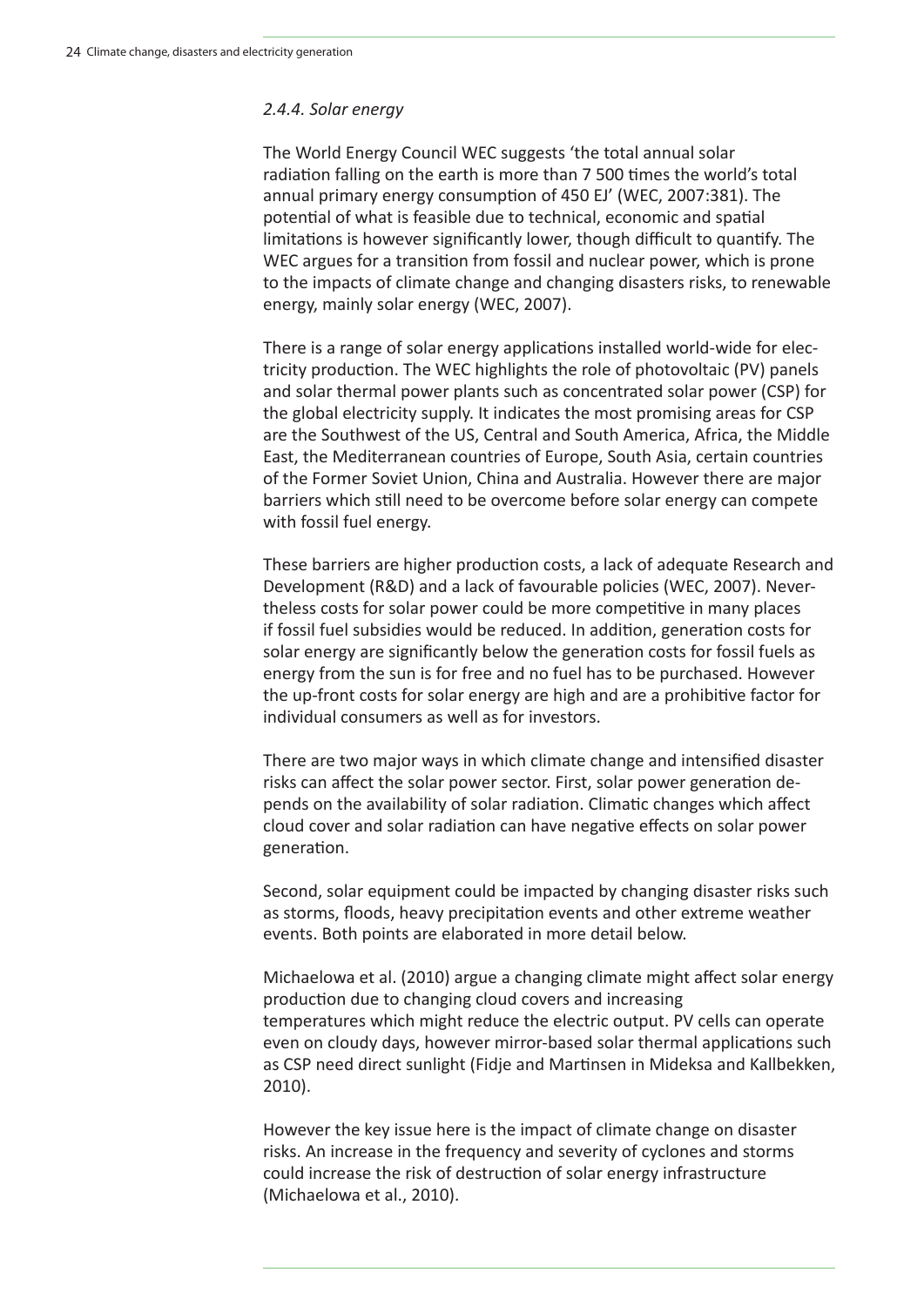### *2.4.4. Solar energy*

The World Energy Council WEC suggests 'the total annual solar radiation falling on the earth is more than 7 500 times the world's total annual primary energy consumption of 450 EJ' (WEC, 2007:381). The potential of what is feasible due to technical, economic and spatial limitations is however significantly lower, though difficult to quantify. The WEC argues for a transition from fossil and nuclear power, which is prone to the impacts of climate change and changing disasters risks, to renewable energy, mainly solar energy (WEC, 2007).

There is a range of solar energy applications installed world-wide for electricity production. The WEC highlights the role of photovoltaic (PV) panels and solar thermal power plants such as concentrated solar power (CSP) for the global electricity supply. It indicates the most promising areas for CSP are the Southwest of the US, Central and South America, Africa, the Middle East, the Mediterranean countries of Europe, South Asia, certain countries of the Former Soviet Union, China and Australia. However there are major barriers which still need to be overcome before solar energy can compete with fossil fuel energy.

These barriers are higher production costs, a lack of adequate Research and Development (R&D) and a lack of favourable policies (WEC, 2007). Nevertheless costs for solar power could be more competitive in many places if fossil fuel subsidies would be reduced. In addition, generation costs for solar energy are significantly below the generation costs for fossil fuels as energy from the sun is for free and no fuel has to be purchased. However the up-front costs for solar energy are high and are a prohibitive factor for individual consumers as well as for investors.

There are two major ways in which climate change and intensified disaster risks can affect the solar power sector. First, solar power generation depends on the availability of solar radiation. Climatic changes which affect cloud cover and solar radiation can have negative effects on solar power generation.

Second, solar equipment could be impacted by changing disaster risks such as storms, floods, heavy precipitation events and other extreme weather events. Both points are elaborated in more detail below.

Michaelowa et al. (2010) argue a changing climate might affect solar energy production due to changing cloud covers and increasing temperatures which might reduce the electric output. PV cells can operate even on cloudy days, however mirror-based solar thermal applications such as CSP need direct sunlight (Fidje and Martinsen in Mideksa and Kallbekken, 2010).

However the key issue here is the impact of climate change on disaster risks. An increase in the frequency and severity of cyclones and storms could increase the risk of destruction of solar energy infrastructure (Michaelowa et al., 2010).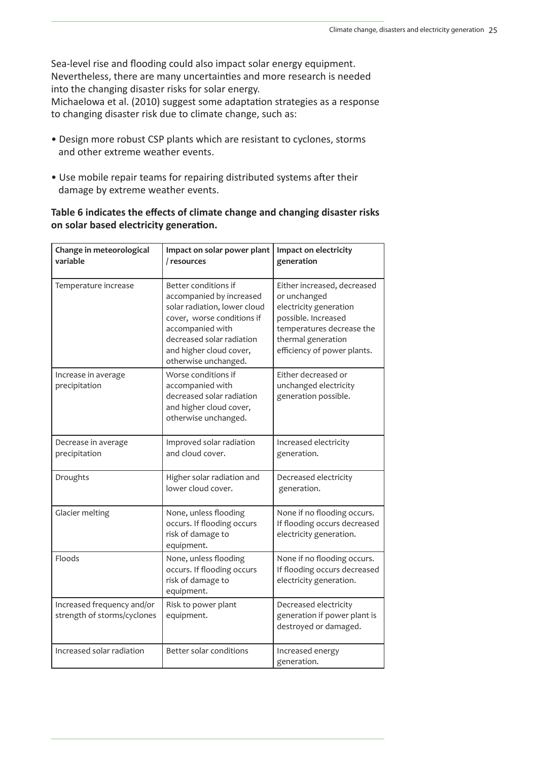Sea-level rise and flooding could also impact solar energy equipment. Nevertheless, there are many uncertainties and more research is needed into the changing disaster risks for solar energy.
Michaelowa et al. (2010) suggest some adaptation strategies as a response to changing disaster risk due to climate change, such as:

- Design more robust CSP plants which are resistant to cyclones, storms and other extreme weather events.
- Use mobile repair teams for repairing distributed systems after their damage by extreme weather events.

**Table 6 indicates the effects of climate change and changing disaster risks on solar based electricity generation.**

| Change in meteorological variable | Impact on solar power plant / resources | Impact on electricity generation |
|---|---|---|
| Temperature increase | Better conditions if accompanied by increased solar radiation, lower cloud cover, worse conditions if accompanied with decreased solar radiation and higher cloud cover, otherwise unchanged. | Either increased, decreased or unchanged electricity generation possible. Increased temperatures decrease the thermal generation efficiency of power plants. |
| Increase in average precipitation | Worse conditions if accompanied with decreased solar radiation and higher cloud cover, otherwise unchanged. | Either decreased or unchanged electricity generation possible. |
| Decrease in average precipitation | Improved solar radiation and cloud cover. | Increased electricity generation. |
| Droughts | Higher solar radiation and lower cloud cover. | Decreased electricity generation. |
| Glacier melting | None, unless flooding occurs. If flooding occurs risk of damage to equipment. | None if no flooding occurs. If flooding occurs decreased electricity generation. |
| Floods | None, unless flooding occurs. If flooding occurs risk of damage to equipment. | None if no flooding occurs. If flooding occurs decreased electricity generation. |
| Increased frequency and/or strength of storms/cyclones | Risk to power plant equipment. | Decreased electricity generation if power plant is destroyed or damaged. |
| Increased solar radiation | Better solar conditions | Increased energy generation. |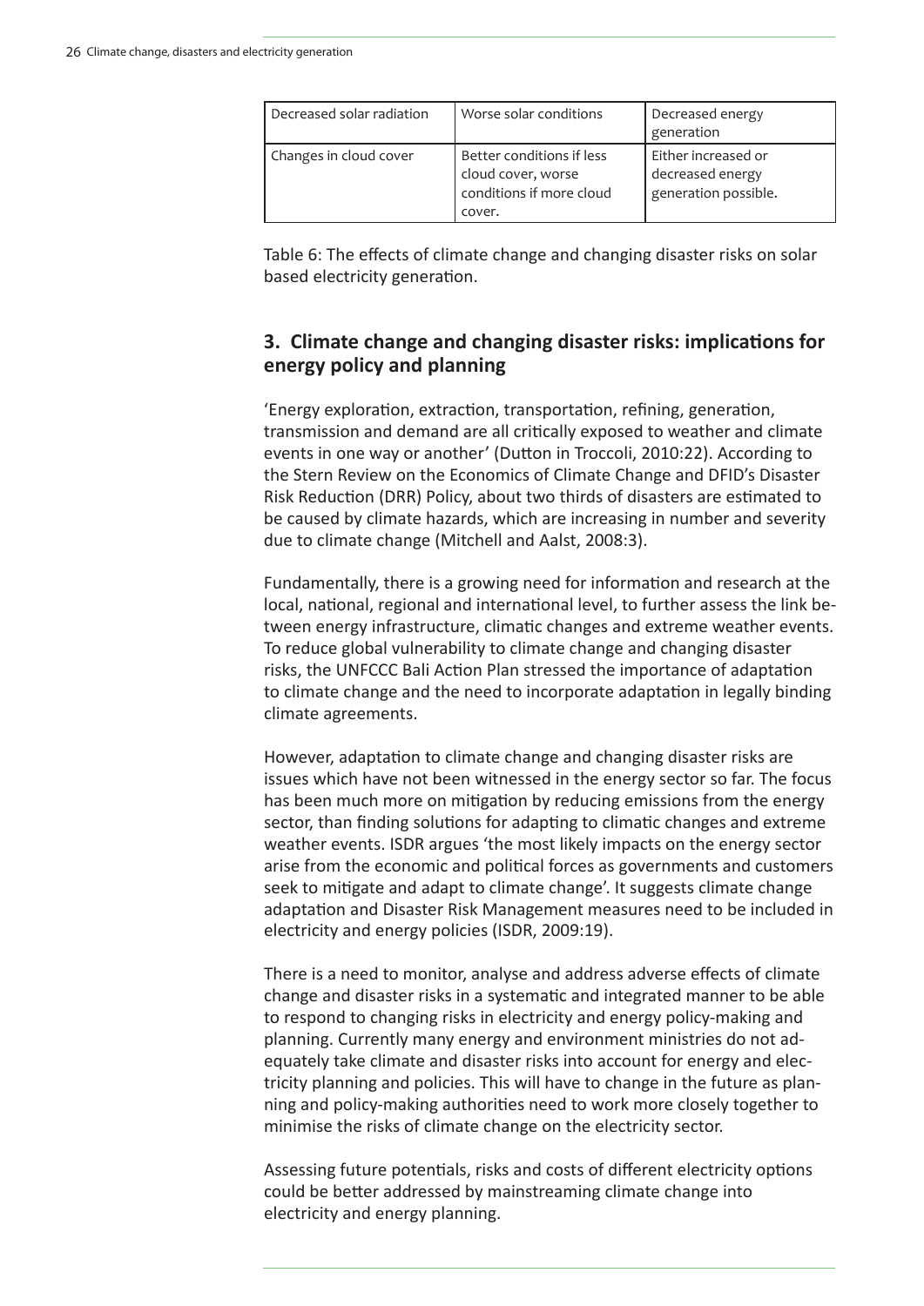| Decreased solar radiation | Worse solar conditions | Decreased energy generation |
|---|---|---|
| Changes in cloud cover | Better conditions if less cloud cover, worse conditions if more cloud cover. | Either increased or decreased energy generation possible. |

Table 6: The effects of climate change and changing disaster risks on solar based electricity generation.

## 3. Climate change and changing disaster risks: implications for energy policy and planning

'Energy exploration, extraction, transportation, refining, generation, transmission and demand are all critically exposed to weather and climate events in one way or another' (Dutton in Troccoli, 2010:22). According to the Stern Review on the Economics of Climate Change and DFID's Disaster Risk Reduction (DRR) Policy, about two thirds of disasters are estimated to be caused by climate hazards, which are increasing in number and severity due to climate change (Mitchell and Aalst, 2008:3).

Fundamentally, there is a growing need for information and research at the local, national, regional and international level, to further assess the link between energy infrastructure, climatic changes and extreme weather events. To reduce global vulnerability to climate change and changing disaster risks, the UNFCCC Bali Action Plan stressed the importance of adaptation to climate change and the need to incorporate adaptation in legally binding climate agreements.

However, adaptation to climate change and changing disaster risks are issues which have not been witnessed in the energy sector so far. The focus has been much more on mitigation by reducing emissions from the energy sector, than finding solutions for adapting to climatic changes and extreme weather events. ISDR argues 'the most likely impacts on the energy sector arise from the economic and political forces as governments and customers seek to mitigate and adapt to climate change'. It suggests climate change adaptation and Disaster Risk Management measures need to be included in electricity and energy policies (ISDR, 2009:19).

There is a need to monitor, analyse and address adverse effects of climate change and disaster risks in a systematic and integrated manner to be able to respond to changing risks in electricity and energy policy-making and planning. Currently many energy and environment ministries do not adequately take climate and disaster risks into account for energy and electricity planning and policies. This will have to change in the future as planning and policy-making authorities need to work more closely together to minimise the risks of climate change on the electricity sector.

Assessing future potentials, risks and costs of different electricity options could be better addressed by mainstreaming climate change into electricity and energy planning.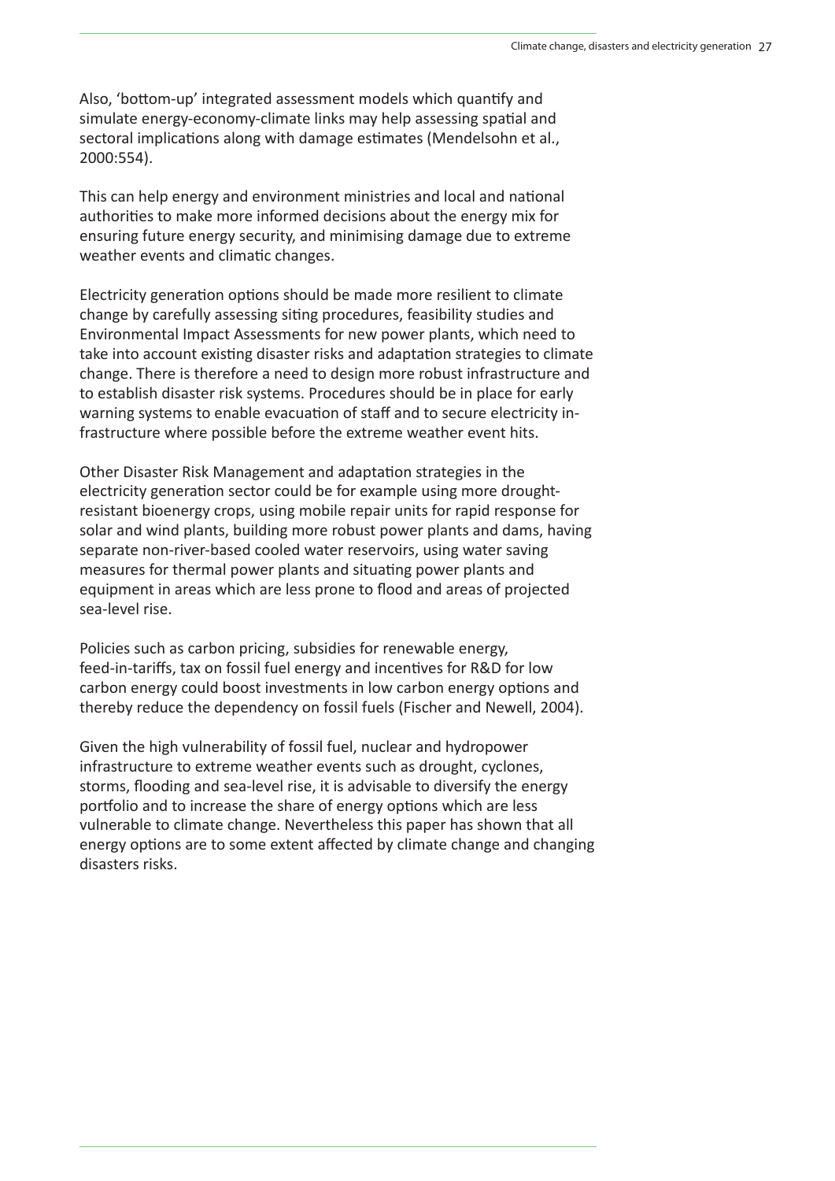Also, 'bottom-up' integrated assessment models which quantify and simulate energy-economy-climate links may help assessing spatial and sectoral implications along with damage estimates (Mendelsohn et al., 2000:554).

This can help energy and environment ministries and local and national authorities to make more informed decisions about the energy mix for ensuring future energy security, and minimising damage due to extreme weather events and climatic changes.

Electricity generation options should be made more resilient to climate change by carefully assessing siting procedures, feasibility studies and Environmental Impact Assessments for new power plants, which need to take into account existing disaster risks and adaptation strategies to climate change. There is therefore a need to design more robust infrastructure and to establish disaster risk systems. Procedures should be in place for early warning systems to enable evacuation of staff and to secure electricity infrastructure where possible before the extreme weather event hits.

Other Disaster Risk Management and adaptation strategies in the electricity generation sector could be for example using more drought-resistant bioenergy crops, using mobile repair units for rapid response for solar and wind plants, building more robust power plants and dams, having separate non-river-based cooled water reservoirs, using water saving measures for thermal power plants and situating power plants and equipment in areas which are less prone to flood and areas of projected sea-level rise.

Policies such as carbon pricing, subsidies for renewable energy, feed-in-tariffs, tax on fossil fuel energy and incentives for R&D for low carbon energy could boost investments in low carbon energy options and thereby reduce the dependency on fossil fuels (Fischer and Newell, 2004).

Given the high vulnerability of fossil fuel, nuclear and hydropower infrastructure to extreme weather events such as drought, cyclones, storms, flooding and sea-level rise, it is advisable to diversify the energy portfolio and to increase the share of energy options which are less vulnerable to climate change. Nevertheless this paper has shown that all energy options are to some extent affected by climate change and changing disasters risks.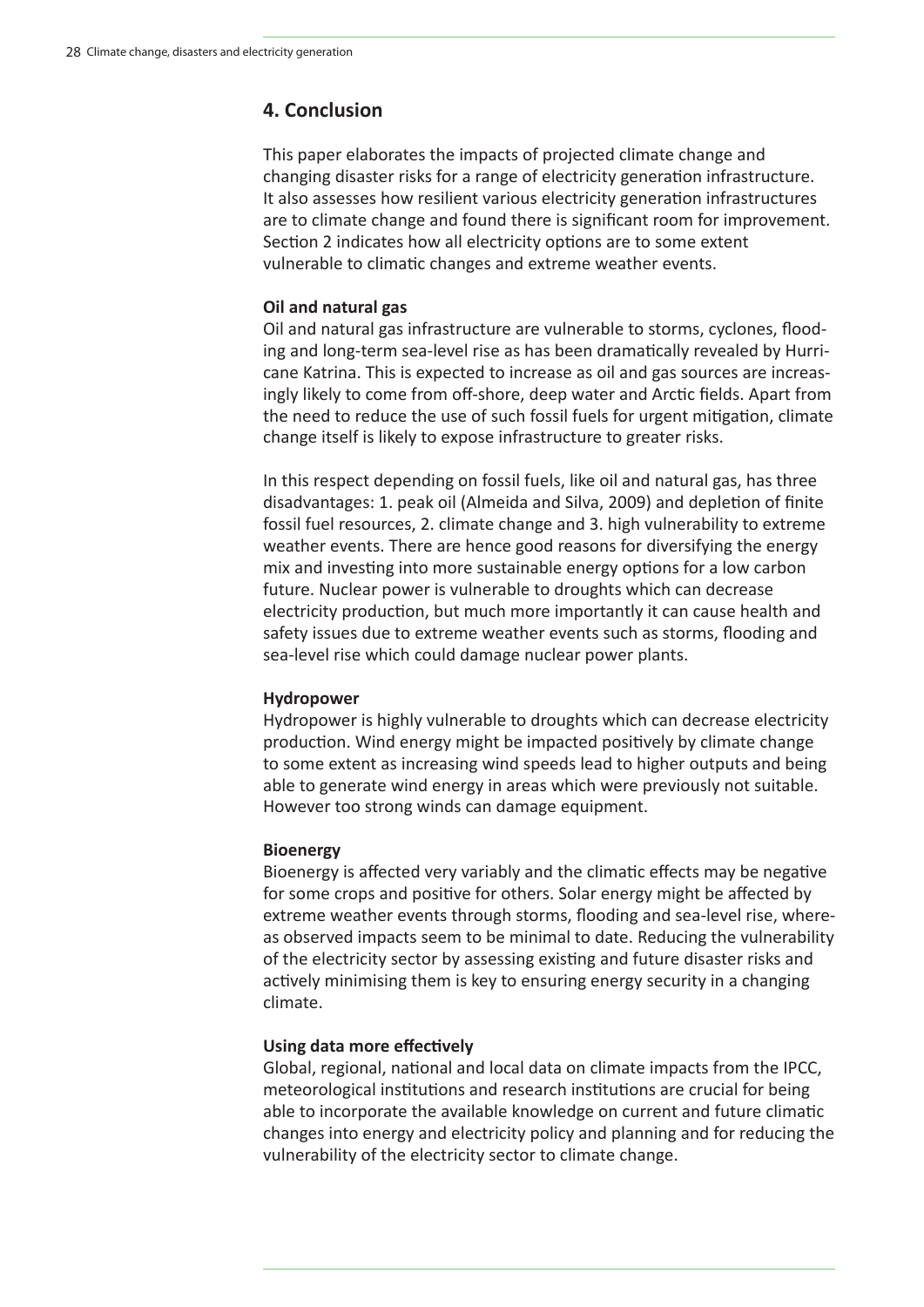## 4. Conclusion

This paper elaborates the impacts of projected climate change and changing disaster risks for a range of electricity generation infrastructure. It also assesses how resilient various electricity generation infrastructures are to climate change and found there is significant room for improvement. Section 2 indicates how all electricity options are to some extent vulnerable to climatic changes and extreme weather events.

**Oil and natural gas**

Oil and natural gas infrastructure are vulnerable to storms, cyclones, flooding and long-term sea-level rise as has been dramatically revealed by Hurricane Katrina. This is expected to increase as oil and gas sources are increasingly likely to come from off-shore, deep water and Arctic fields. Apart from the need to reduce the use of such fossil fuels for urgent mitigation, climate change itself is likely to expose infrastructure to greater risks.

In this respect depending on fossil fuels, like oil and natural gas, has three disadvantages: 1. peak oil (Almeida and Silva, 2009) and depletion of finite fossil fuel resources, 2. climate change and 3. high vulnerability to extreme weather events. There are hence good reasons for diversifying the energy mix and investing into more sustainable energy options for a low carbon future. Nuclear power is vulnerable to droughts which can decrease electricity production, but much more importantly it can cause health and safety issues due to extreme weather events such as storms, flooding and sea-level rise which could damage nuclear power plants.

**Hydropower**

Hydropower is highly vulnerable to droughts which can decrease electricity production. Wind energy might be impacted positively by climate change to some extent as increasing wind speeds lead to higher outputs and being able to generate wind energy in areas which were previously not suitable. However too strong winds can damage equipment.

**Bioenergy**

Bioenergy is affected very variably and the climatic effects may be negative for some crops and positive for others. Solar energy might be affected by extreme weather events through storms, flooding and sea-level rise, whereas observed impacts seem to be minimal to date. Reducing the vulnerability of the electricity sector by assessing existing and future disaster risks and actively minimising them is key to ensuring energy security in a changing climate.

**Using data more effectively**

Global, regional, national and local data on climate impacts from the IPCC, meteorological institutions and research institutions are crucial for being able to incorporate the available knowledge on current and future climatic changes into energy and electricity policy and planning and for reducing the vulnerability of the electricity sector to climate change.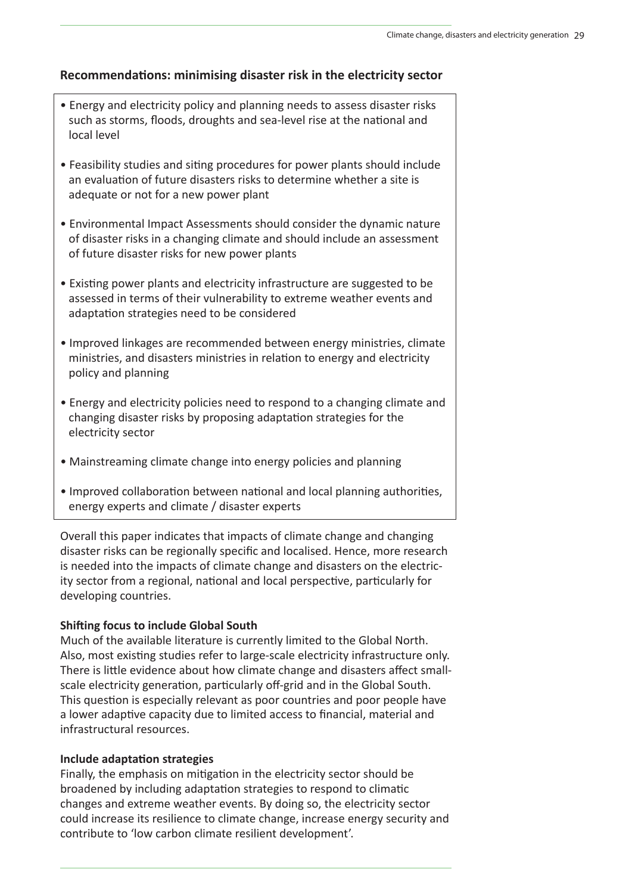## Recommendations: minimising disaster risk in the electricity sector

- Energy and electricity policy and planning needs to assess disaster risks such as storms, floods, droughts and sea-level rise at the national and local level
- Feasibility studies and siting procedures for power plants should include an evaluation of future disasters risks to determine whether a site is adequate or not for a new power plant
- Environmental Impact Assessments should consider the dynamic nature of disaster risks in a changing climate and should include an assessment of future disaster risks for new power plants
- Existing power plants and electricity infrastructure are suggested to be assessed in terms of their vulnerability to extreme weather events and adaptation strategies need to be considered
- Improved linkages are recommended between energy ministries, climate ministries, and disasters ministries in relation to energy and electricity policy and planning
- Energy and electricity policies need to respond to a changing climate and changing disaster risks by proposing adaptation strategies for the electricity sector
- Mainstreaming climate change into energy policies and planning
- Improved collaboration between national and local planning authorities, energy experts and climate / disaster experts

Overall this paper indicates that impacts of climate change and changing disaster risks can be regionally specific and localised. Hence, more research is needed into the impacts of climate change and disasters on the electricity sector from a regional, national and local perspective, particularly for developing countries.

**Shifting focus to include Global South**

Much of the available literature is currently limited to the Global North. Also, most existing studies refer to large-scale electricity infrastructure only. There is little evidence about how climate change and disasters affect small-scale electricity generation, particularly off-grid and in the Global South. This question is especially relevant as poor countries and poor people have a lower adaptive capacity due to limited access to financial, material and infrastructural resources.

**Include adaptation strategies**

Finally, the emphasis on mitigation in the electricity sector should be broadened by including adaptation strategies to respond to climatic changes and extreme weather events. By doing so, the electricity sector could increase its resilience to climate change, increase energy security and contribute to 'low carbon climate resilient development'.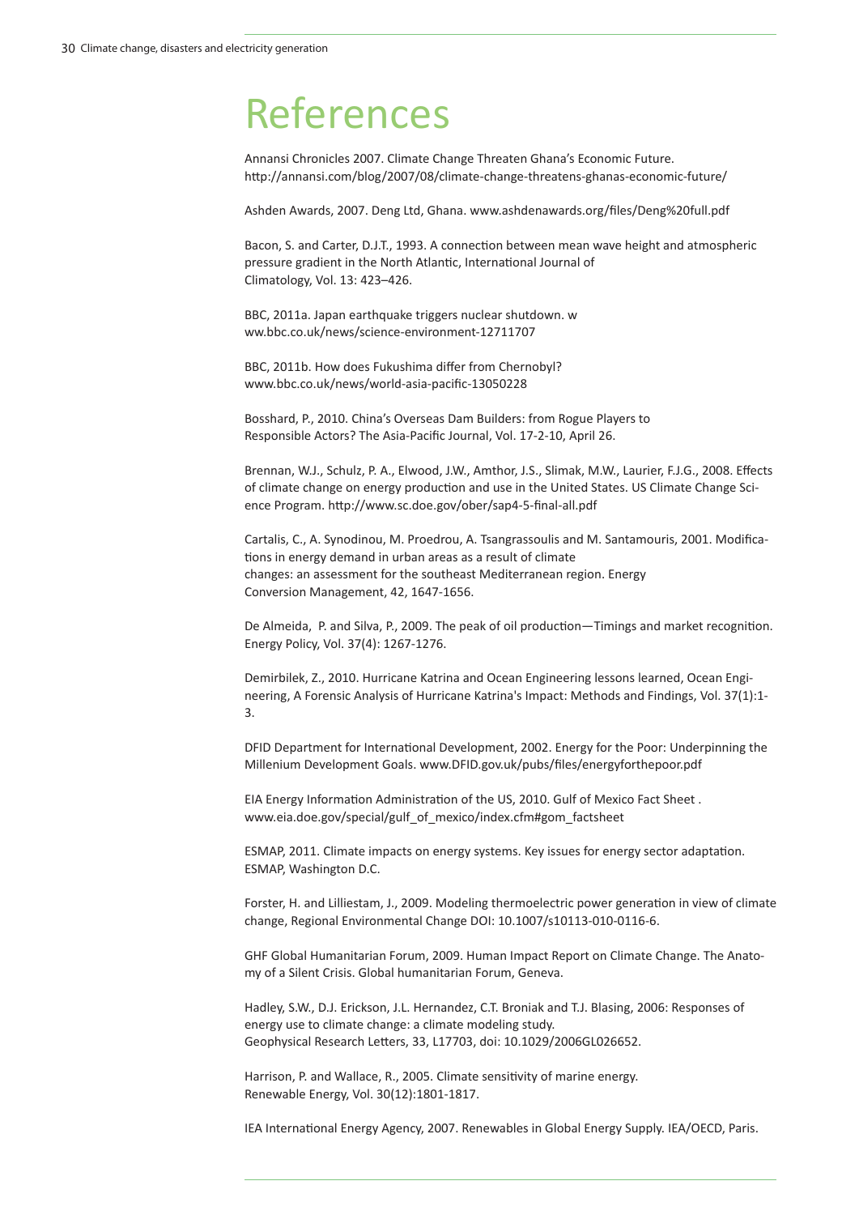# References

Annansi Chronicles 2007. Climate Change Threaten Ghana's Economic Future. http://annansi.com/blog/2007/08/climate-change-threatens-ghanas-economic-future/

Ashden Awards, 2007. Deng Ltd, Ghana. www.ashdenawards.org/files/Deng%20full.pdf

Bacon, S. and Carter, D.J.T., 1993. A connection between mean wave height and atmospheric pressure gradient in the North Atlantic, International Journal of Climatology, Vol. 13: 423–426.

BBC, 2011a. Japan earthquake triggers nuclear shutdown. w ww.bbc.co.uk/news/science-environment-12711707

BBC, 2011b. How does Fukushima differ from Chernobyl? www.bbc.co.uk/news/world-asia-pacific-13050228

Bosshard, P., 2010. China's Overseas Dam Builders: from Rogue Players to Responsible Actors? The Asia-Pacific Journal, Vol. 17-2-10, April 26.

Brennan, W.J., Schulz, P. A., Elwood, J.W., Amthor, J.S., Slimak, M.W., Laurier, F.J.G., 2008. Effects of climate change on energy production and use in the United States. US Climate Change Science Program. http://www.sc.doe.gov/ober/sap4-5-final-all.pdf

Cartalis, C., A. Synodinou, M. Proedrou, A. Tsangrassoulis and M. Santamouris, 2001. Modifications in energy demand in urban areas as a result of climate changes: an assessment for the southeast Mediterranean region. Energy Conversion Management, 42, 1647-1656.

De Almeida, P. and Silva, P., 2009. The peak of oil production—Timings and market recognition. Energy Policy, Vol. 37(4): 1267-1276.

Demirbilek, Z., 2010. Hurricane Katrina and Ocean Engineering lessons learned, Ocean Engineering, A Forensic Analysis of Hurricane Katrina's Impact: Methods and Findings, Vol. 37(1):1-3.

DFID Department for International Development, 2002. Energy for the Poor: Underpinning the Millenium Development Goals. www.DFID.gov.uk/pubs/files/energyforthepoor.pdf

EIA Energy Information Administration of the US, 2010. Gulf of Mexico Fact Sheet . www.eia.doe.gov/special/gulf_of_mexico/index.cfm#gom_factsheet

ESMAP, 2011. Climate impacts on energy systems. Key issues for energy sector adaptation. ESMAP, Washington D.C.

Forster, H. and Lilliestam, J., 2009. Modeling thermoelectric power generation in view of climate change, Regional Environmental Change DOI: 10.1007/s10113-010-0116-6.

GHF Global Humanitarian Forum, 2009. Human Impact Report on Climate Change. The Anatomy of a Silent Crisis. Global humanitarian Forum, Geneva.

Hadley, S.W., D.J. Erickson, J.L. Hernandez, C.T. Broniak and T.J. Blasing, 2006: Responses of energy use to climate change: a climate modeling study. Geophysical Research Letters, 33, L17703, doi: 10.1029/2006GL026652.

Harrison, P. and Wallace, R., 2005. Climate sensitivity of marine energy. Renewable Energy, Vol. 30(12):1801-1817.

IEA International Energy Agency, 2007. Renewables in Global Energy Supply. IEA/OECD, Paris.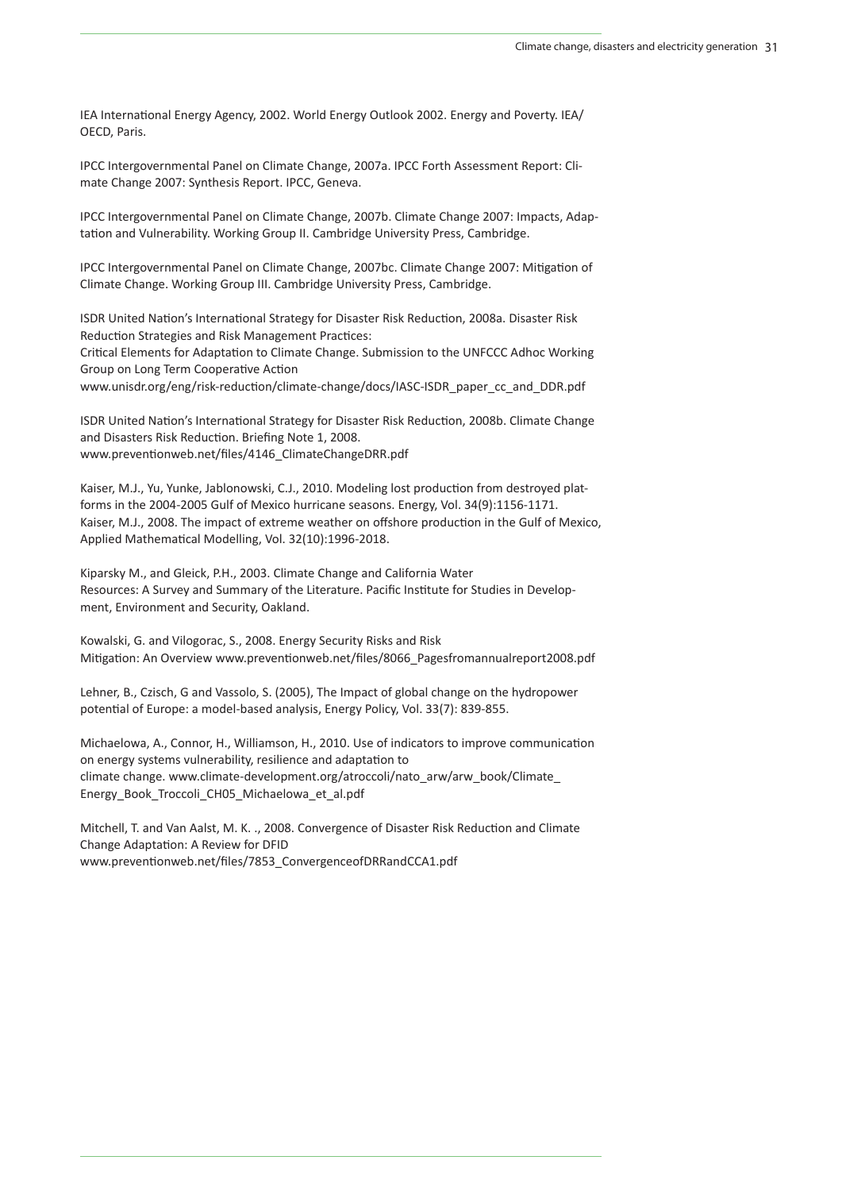IEA International Energy Agency, 2002. World Energy Outlook 2002. Energy and Poverty. IEA/OECD, Paris.

IPCC Intergovernmental Panel on Climate Change, 2007a. IPCC Forth Assessment Report: Climate Change 2007: Synthesis Report. IPCC, Geneva.

IPCC Intergovernmental Panel on Climate Change, 2007b. Climate Change 2007: Impacts, Adaptation and Vulnerability. Working Group II. Cambridge University Press, Cambridge.

IPCC Intergovernmental Panel on Climate Change, 2007bc. Climate Change 2007: Mitigation of Climate Change. Working Group III. Cambridge University Press, Cambridge.

ISDR United Nation's International Strategy for Disaster Risk Reduction, 2008a. Disaster Risk Reduction Strategies and Risk Management Practices:
Critical Elements for Adaptation to Climate Change. Submission to the UNFCCC Adhoc Working Group on Long Term Cooperative Action
www.unisdr.org/eng/risk-reduction/climate-change/docs/IASC-ISDR_paper_cc_and_DDR.pdf

ISDR United Nation's International Strategy for Disaster Risk Reduction, 2008b. Climate Change and Disasters Risk Reduction. Briefing Note 1, 2008.
www.preventionweb.net/files/4146_ClimateChangeDRR.pdf

Kaiser, M.J., Yu, Yunke, Jablonowski, C.J., 2010. Modeling lost production from destroyed platforms in the 2004-2005 Gulf of Mexico hurricane seasons. Energy, Vol. 34(9):1156-1171.
Kaiser, M.J., 2008. The impact of extreme weather on offshore production in the Gulf of Mexico, Applied Mathematical Modelling, Vol. 32(10):1996-2018.

Kiparsky M., and Gleick, P.H., 2003. Climate Change and California Water
Resources: A Survey and Summary of the Literature. Pacific Institute for Studies in Development, Environment and Security, Oakland.

Kowalski, G. and Vilogorac, S., 2008. Energy Security Risks and Risk
Mitigation: An Overview www.preventionweb.net/files/8066_Pagesfromannualreport2008.pdf

Lehner, B., Czisch, G and Vassolo, S. (2005), The Impact of global change on the hydropower potential of Europe: a model-based analysis, Energy Policy, Vol. 33(7): 839-855.

Michaelowa, A., Connor, H., Williamson, H., 2010. Use of indicators to improve communication on energy systems vulnerability, resilience and adaptation to
climate change. www.climate-development.org/atroccoli/nato_arw/arw_book/Climate_Energy_Book_Troccoli_CH05_Michaelowa_et_al.pdf

Mitchell, T. and Van Aalst, M. K. ., 2008. Convergence of Disaster Risk Reduction and Climate Change Adaptation: A Review for DFID
www.preventionweb.net/files/7853_ConvergenceofDRRandCCA1.pdf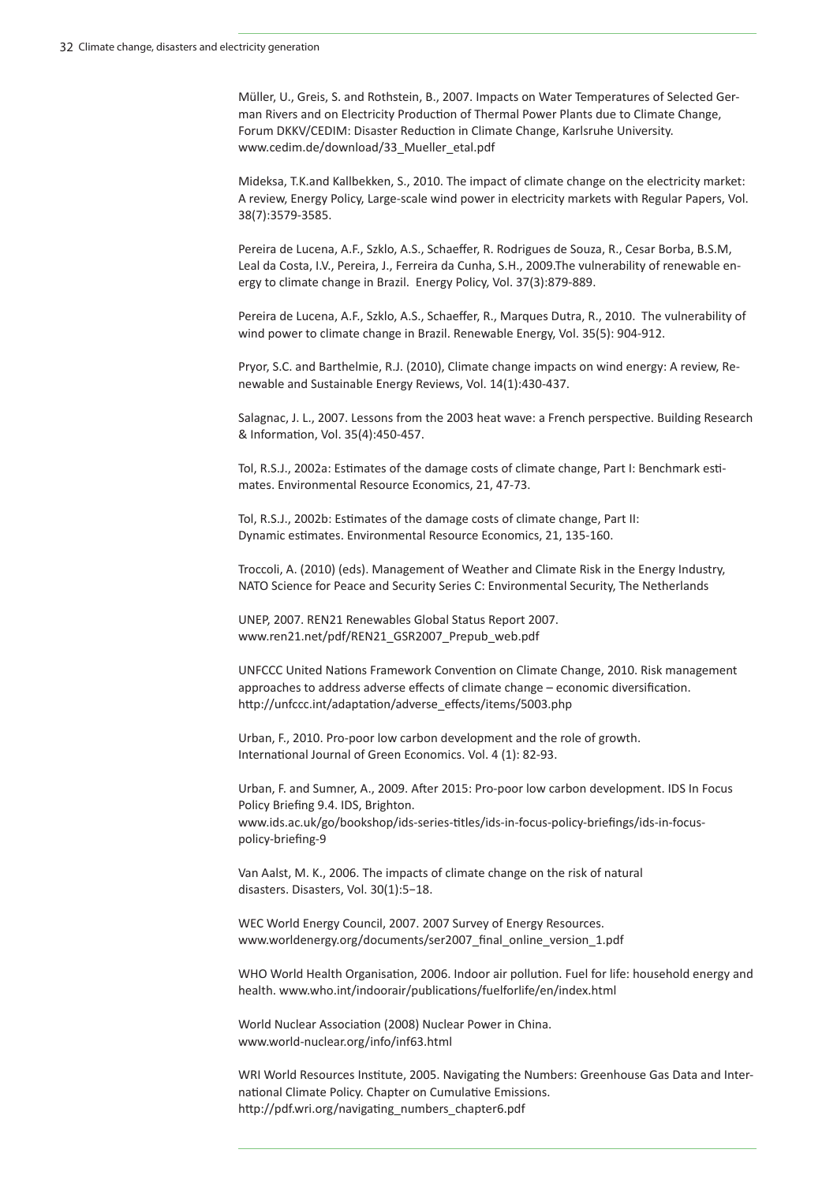Müller, U., Greis, S. and Rothstein, B., 2007. Impacts on Water Temperatures of Selected German Rivers and on Electricity Production of Thermal Power Plants due to Climate Change, Forum DKKV/CEDIM: Disaster Reduction in Climate Change, Karlsruhe University. www.cedim.de/download/33_Mueller_etal.pdf

Mideksa, T.K.and Kallbekken, S., 2010. The impact of climate change on the electricity market: A review, Energy Policy, Large-scale wind power in electricity markets with Regular Papers, Vol. 38(7):3579-3585.

Pereira de Lucena, A.F., Szklo, A.S., Schaeffer, R. Rodrigues de Souza, R., Cesar Borba, B.S.M, Leal da Costa, I.V., Pereira, J., Ferreira da Cunha, S.H., 2009.The vulnerability of renewable energy to climate change in Brazil. Energy Policy, Vol. 37(3):879-889.

Pereira de Lucena, A.F., Szklo, A.S., Schaeffer, R., Marques Dutra, R., 2010. The vulnerability of wind power to climate change in Brazil. Renewable Energy, Vol. 35(5): 904-912.

Pryor, S.C. and Barthelmie, R.J. (2010), Climate change impacts on wind energy: A review, Renewable and Sustainable Energy Reviews, Vol. 14(1):430-437.

Salagnac, J. L., 2007. Lessons from the 2003 heat wave: a French perspective. Building Research & Information, Vol. 35(4):450-457.

Tol, R.S.J., 2002a: Estimates of the damage costs of climate change, Part I: Benchmark estimates. Environmental Resource Economics, 21, 47-73.

Tol, R.S.J., 2002b: Estimates of the damage costs of climate change, Part II: Dynamic estimates. Environmental Resource Economics, 21, 135-160.

Troccoli, A. (2010) (eds). Management of Weather and Climate Risk in the Energy Industry, NATO Science for Peace and Security Series C: Environmental Security, The Netherlands

UNEP, 2007. REN21 Renewables Global Status Report 2007. www.ren21.net/pdf/REN21_GSR2007_Prepub_web.pdf

UNFCCC United Nations Framework Convention on Climate Change, 2010. Risk management approaches to address adverse effects of climate change – economic diversification. http://unfccc.int/adaptation/adverse_effects/items/5003.php

Urban, F., 2010. Pro-poor low carbon development and the role of growth. International Journal of Green Economics. Vol. 4 (1): 82-93.

Urban, F. and Sumner, A., 2009. After 2015: Pro-poor low carbon development. IDS In Focus Policy Briefing 9.4. IDS, Brighton. www.ids.ac.uk/go/bookshop/ids-series-titles/ids-in-focus-policy-briefings/ids-in-focus-policy-briefing-9

Van Aalst, M. K., 2006. The impacts of climate change on the risk of natural disasters. Disasters, Vol. 30(1):5−18.

WEC World Energy Council, 2007. 2007 Survey of Energy Resources. www.worldenergy.org/documents/ser2007_final_online_version_1.pdf

WHO World Health Organisation, 2006. Indoor air pollution. Fuel for life: household energy and health. www.who.int/indoorair/publications/fuelforlife/en/index.html

World Nuclear Association (2008) Nuclear Power in China. www.world-nuclear.org/info/inf63.html

WRI World Resources Institute, 2005. Navigating the Numbers: Greenhouse Gas Data and International Climate Policy. Chapter on Cumulative Emissions. http://pdf.wri.org/navigating_numbers_chapter6.pdf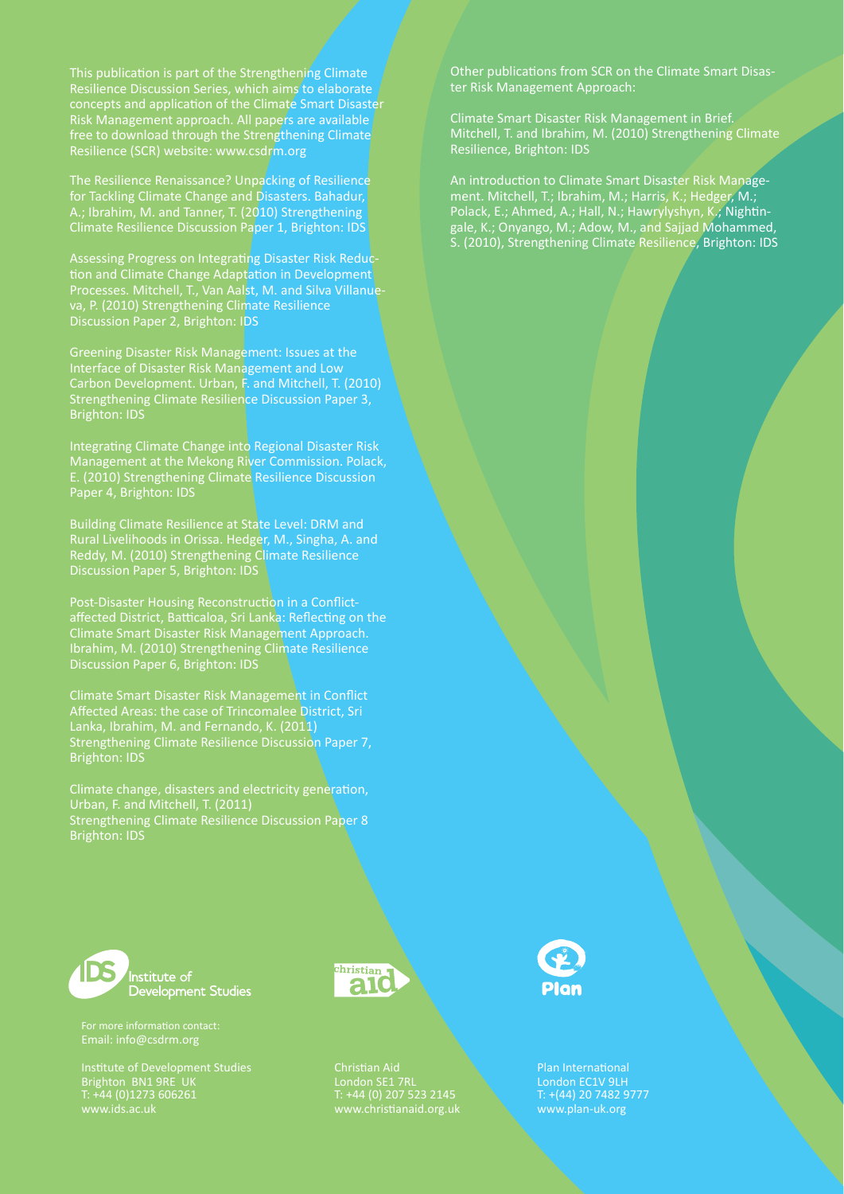This publication is part of the Strengthening Climate Resilience Discussion Series, which aims to elaborate concepts and application of the Climate Smart Disaster Risk Management approach. All papers are available free to download through the Strengthening Climate Resilience (SCR) website: www.csdrm.org

The Resilience Renaissance? Unpacking of Resilience for Tackling Climate Change and Disasters. Bahadur, A.; Ibrahim, M. and Tanner, T. (2010) Strengthening Climate Resilience Discussion Paper 1, Brighton: IDS

Assessing Progress on Integrating Disaster Risk Reduction and Climate Change Adaptation in Development Processes. Mitchell, T., Van Aalst, M. and Silva Villanueva, P. (2010) Strengthening Climate Resilience Discussion Paper 2, Brighton: IDS

Greening Disaster Risk Management: Issues at the Interface of Disaster Risk Management and Low Carbon Development. Urban, F. and Mitchell, T. (2010) Strengthening Climate Resilience Discussion Paper 3, Brighton: IDS

Integrating Climate Change into Regional Disaster Risk Management at the Mekong River Commission. Polack, E. (2010) Strengthening Climate Resilience Discussion Paper 4, Brighton: IDS

Building Climate Resilience at State Level: DRM and Rural Livelihoods in Orissa. Hedger, M., Singha, A. and Reddy, M. (2010) Strengthening Climate Resilience Discussion Paper 5, Brighton: IDS

Post-Disaster Housing Reconstruction in a Conflict-affected District, Batticaloa, Sri Lanka: Reflecting on the Climate Smart Disaster Risk Management Approach. Ibrahim, M. (2010) Strengthening Climate Resilience Discussion Paper 6, Brighton: IDS

Climate Smart Disaster Risk Management in Conflict Affected Areas: the case of Trincomalee District, Sri Lanka, Ibrahim, M. and Fernando, K. (2011) Strengthening Climate Resilience Discussion Paper 7, Brighton: IDS

Climate change, disasters and electricity generation, Urban, F. and Mitchell, T. (2011) Strengthening Climate Resilience Discussion Paper 8 Brighton: IDS

Other publications from SCR on the Climate Smart Disaster Risk Management Approach:

Climate Smart Disaster Risk Management in Brief. Mitchell, T. and Ibrahim, M. (2010) Strengthening Climate Resilience, Brighton: IDS

An introduction to Climate Smart Disaster Risk Management. Mitchell, T.; Ibrahim, M.; Harris, K.; Hedger, M.; Polack, E.; Ahmed, A.; Hall, N.; Hawrylyshyn, K.; Nightingale, K.; Onyango, M.; Adow, M., and Sajjad Mohammed, S. (2010), Strengthening Climate Resilience, Brighton: IDS

IDS Institute of Development Studies

For more information contact:
Email: info@csdrm.org

Institute of Development Studies
Brighton BN1 9RE UK
T: +44 (0)1273 606261
www.ids.ac.uk

christian aid

Christian Aid
London SE1 7RL
T: +44 (0) 207 523 2145
www.christianaid.org.uk

Plan

Plan International
London EC1V 9LH
T: +(44) 20 7482 9777
www.plan-uk.org